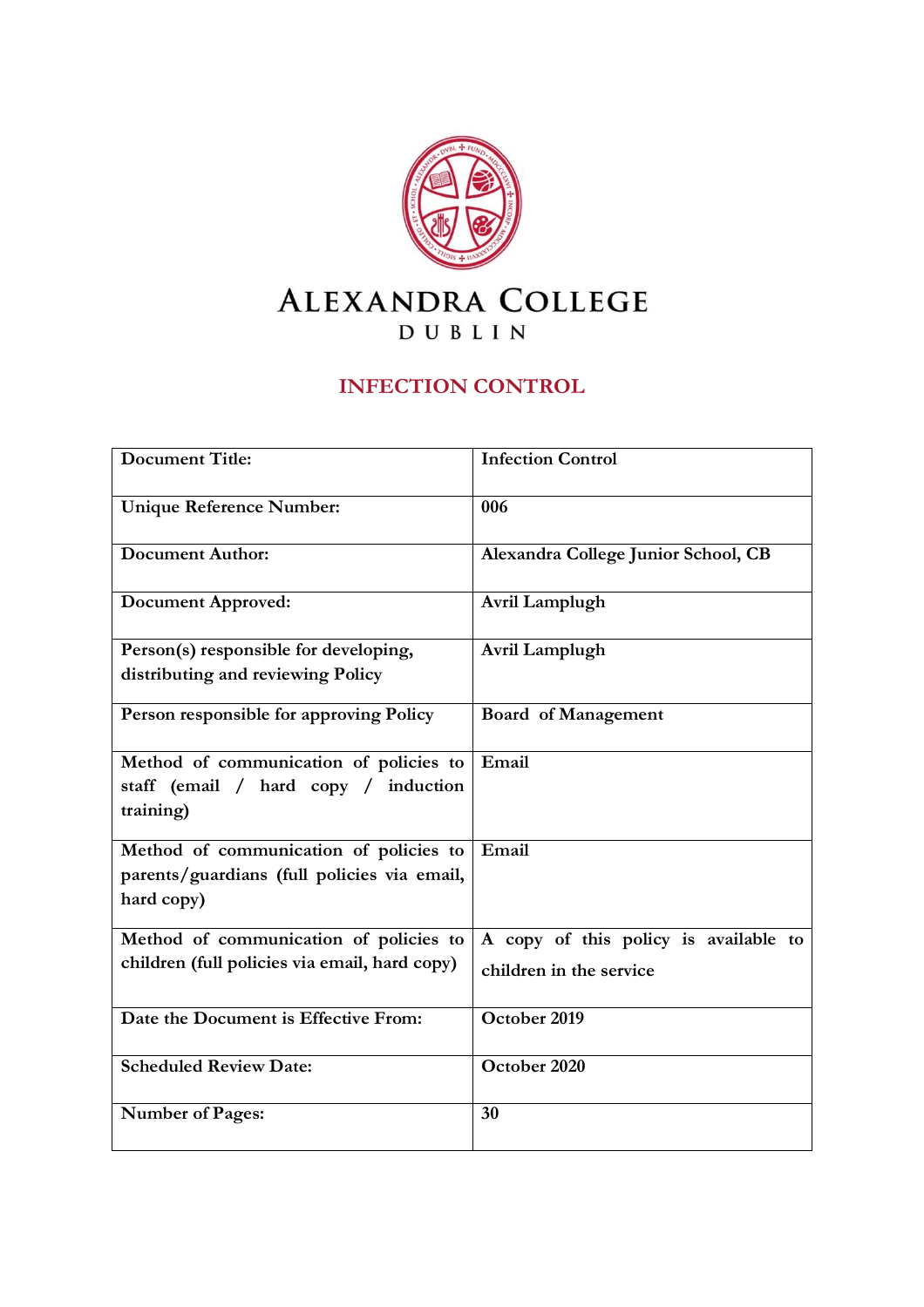# ALEXANDRA COLLEGE

DUBLIN

## INFECTION CONTROL

| Document Title: | Infection Control |
|---|---|
| Unique Reference Number: | 006 |
| Document Author: | Alexandra College Junior School, CB |
| Document Approved: | Avril Lamplugh |
| Person(s) responsible for developing, distributing and reviewing Policy | Avril Lamplugh |
| Person responsible for approving Policy | Board of Management |
| Method of communication of policies to staff (email / hard copy / induction training) | Email |
| Method of communication of policies to parents/guardians (full policies via email, hard copy) | Email |
| Method of communication of policies to children (full policies via email, hard copy) | A copy of this policy is available to children in the service |
| Date the Document is Effective From: | October 2019 |
| Scheduled Review Date: | October 2020 |
| Number of Pages: | 30 |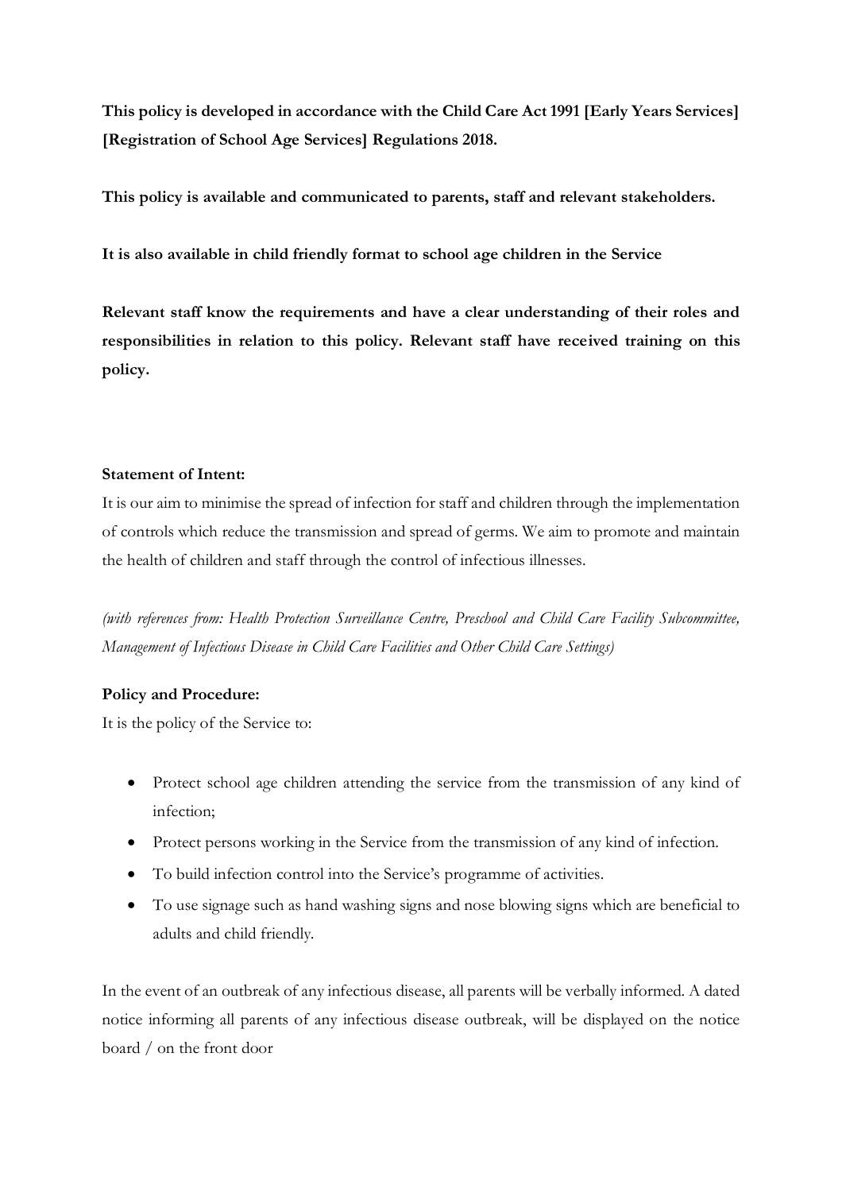**This policy is developed in accordance with the Child Care Act 1991 [Early Years Services] [Registration of School Age Services] Regulations 2018.**

**This policy is available and communicated to parents, staff and relevant stakeholders.**

**It is also available in child friendly format to school age children in the Service**

**Relevant staff know the requirements and have a clear understanding of their roles and responsibilities in relation to this policy. Relevant staff have received training on this policy.**

**Statement of Intent:**

It is our aim to minimise the spread of infection for staff and children through the implementation of controls which reduce the transmission and spread of germs. We aim to promote and maintain the health of children and staff through the control of infectious illnesses.

*(with references from: Health Protection Surveillance Centre, Preschool and Child Care Facility Subcommittee, Management of Infectious Disease in Child Care Facilities and Other Child Care Settings)*

**Policy and Procedure:**

It is the policy of the Service to:

- Protect school age children attending the service from the transmission of any kind of infection;
- Protect persons working in the Service from the transmission of any kind of infection.
- To build infection control into the Service's programme of activities.
- To use signage such as hand washing signs and nose blowing signs which are beneficial to adults and child friendly.

In the event of an outbreak of any infectious disease, all parents will be verbally informed. A dated notice informing all parents of any infectious disease outbreak, will be displayed on the notice board / on the front door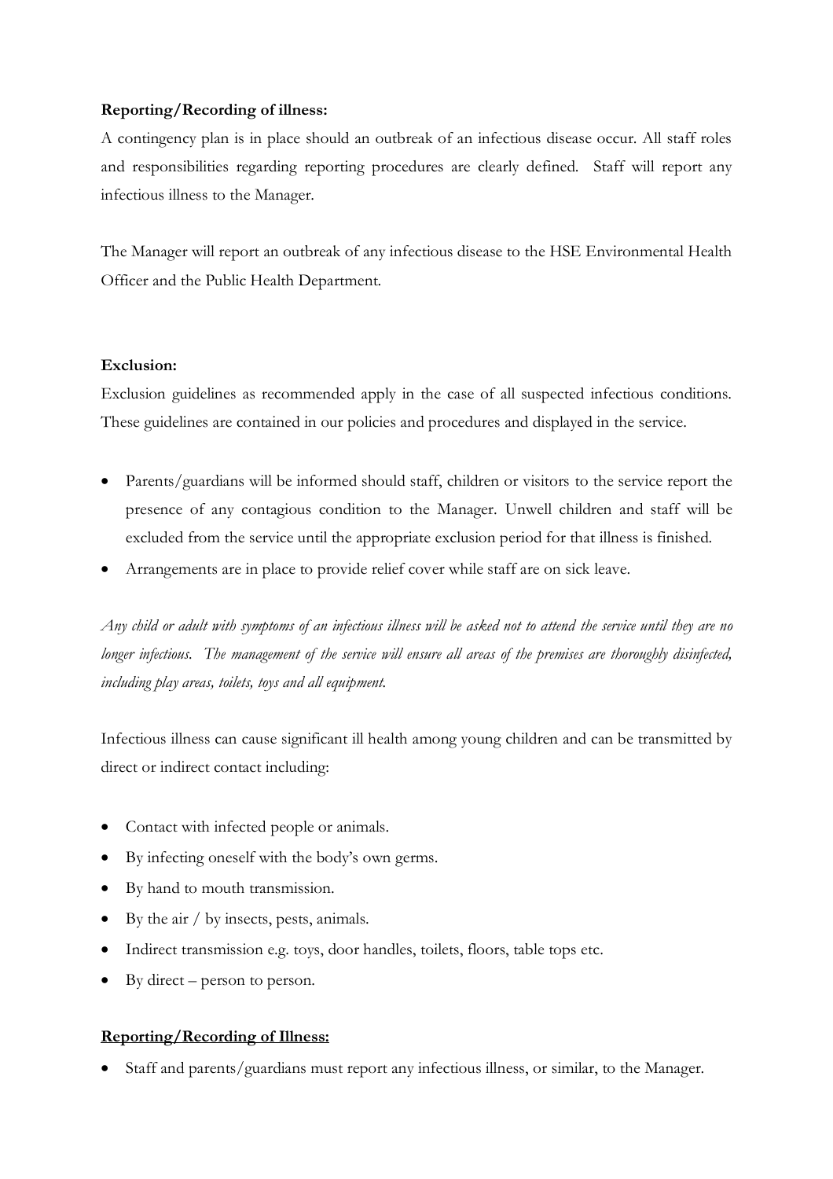**Reporting/Recording of illness:**

A contingency plan is in place should an outbreak of an infectious disease occur. All staff roles and responsibilities regarding reporting procedures are clearly defined. Staff will report any infectious illness to the Manager.

The Manager will report an outbreak of any infectious disease to the HSE Environmental Health Officer and the Public Health Department.

**Exclusion:**

Exclusion guidelines as recommended apply in the case of all suspected infectious conditions. These guidelines are contained in our policies and procedures and displayed in the service.

- Parents/guardians will be informed should staff, children or visitors to the service report the presence of any contagious condition to the Manager. Unwell children and staff will be excluded from the service until the appropriate exclusion period for that illness is finished.
- Arrangements are in place to provide relief cover while staff are on sick leave.

*Any child or adult with symptoms of an infectious illness will be asked not to attend the service until they are no longer infectious. The management of the service will ensure all areas of the premises are thoroughly disinfected, including play areas, toilets, toys and all equipment.*

Infectious illness can cause significant ill health among young children and can be transmitted by direct or indirect contact including:

- Contact with infected people or animals.
- By infecting oneself with the body's own germs.
- By hand to mouth transmission.
- By the air / by insects, pests, animals.
- Indirect transmission e.g. toys, door handles, toilets, floors, table tops etc.
- By direct – person to person.

**Reporting/Recording of Illness:**

- Staff and parents/guardians must report any infectious illness, or similar, to the Manager.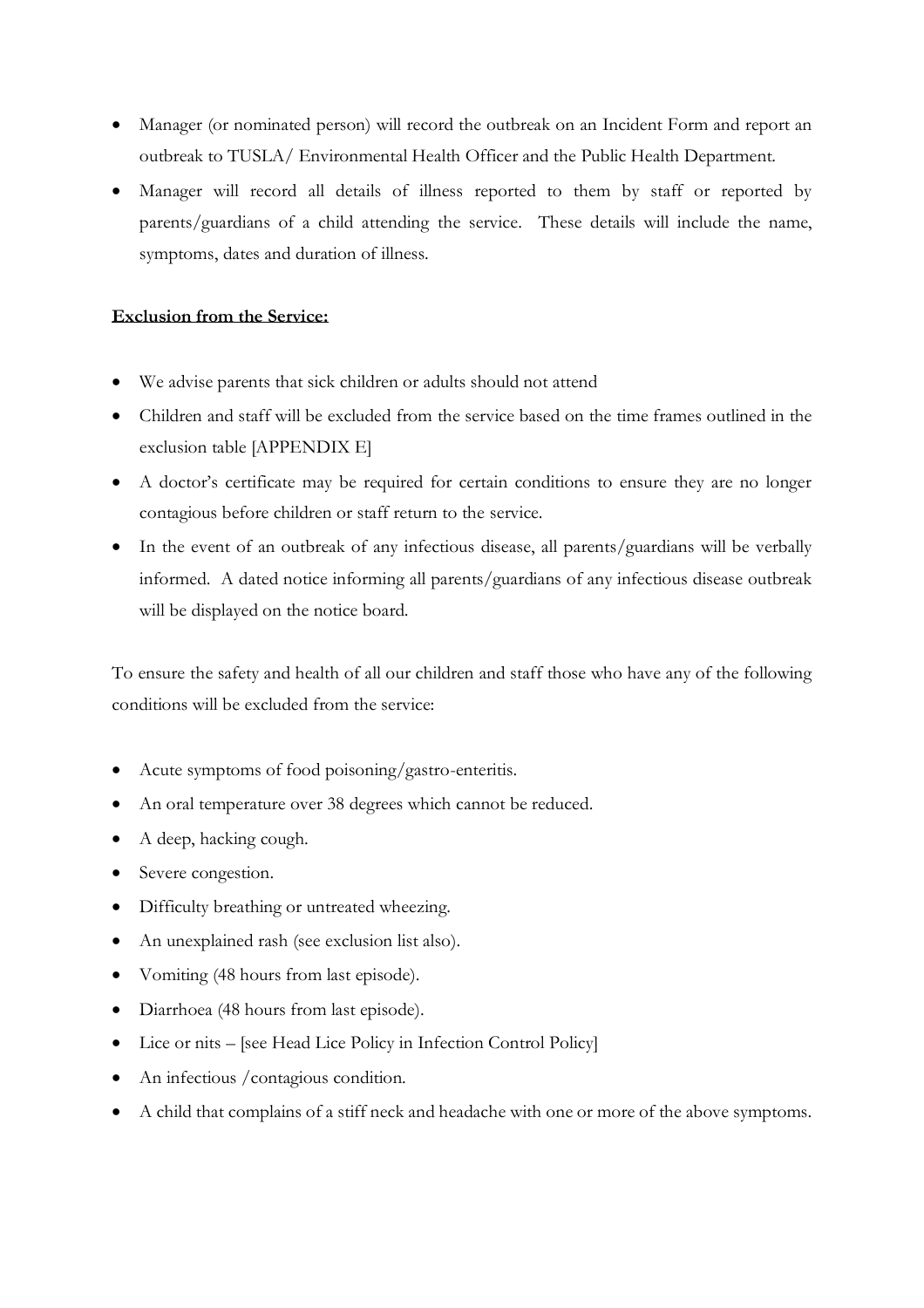- Manager (or nominated person) will record the outbreak on an Incident Form and report an outbreak to TUSLA/ Environmental Health Officer and the Public Health Department.
- Manager will record all details of illness reported to them by staff or reported by parents/guardians of a child attending the service. These details will include the name, symptoms, dates and duration of illness.

**Exclusion from the Service:**

- We advise parents that sick children or adults should not attend
- Children and staff will be excluded from the service based on the time frames outlined in the exclusion table [APPENDIX E]
- A doctor's certificate may be required for certain conditions to ensure they are no longer contagious before children or staff return to the service.
- In the event of an outbreak of any infectious disease, all parents/guardians will be verbally informed. A dated notice informing all parents/guardians of any infectious disease outbreak will be displayed on the notice board.

To ensure the safety and health of all our children and staff those who have any of the following conditions will be excluded from the service:

- Acute symptoms of food poisoning/gastro-enteritis.
- An oral temperature over 38 degrees which cannot be reduced.
- A deep, hacking cough.
- Severe congestion.
- Difficulty breathing or untreated wheezing.
- An unexplained rash (see exclusion list also).
- Vomiting (48 hours from last episode).
- Diarrhoea (48 hours from last episode).
- Lice or nits – [see Head Lice Policy in Infection Control Policy]
- An infectious /contagious condition.
- A child that complains of a stiff neck and headache with one or more of the above symptoms.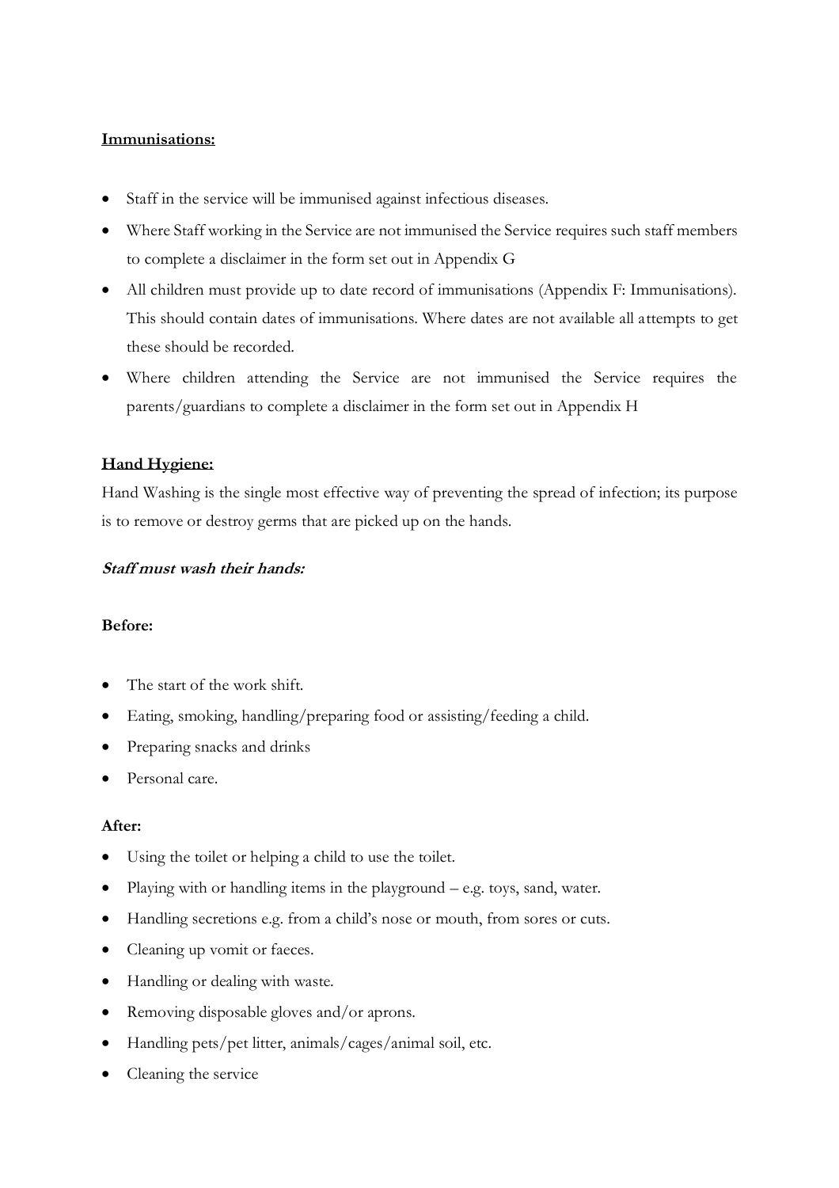**Immunisations:**

- Staff in the service will be immunised against infectious diseases.
- Where Staff working in the Service are not immunised the Service requires such staff members to complete a disclaimer in the form set out in Appendix G
- All children must provide up to date record of immunisations (Appendix F: Immunisations). This should contain dates of immunisations. Where dates are not available all attempts to get these should be recorded.
- Where children attending the Service are not immunised the Service requires the parents/guardians to complete a disclaimer in the form set out in Appendix H

**Hand Hygiene:**

Hand Washing is the single most effective way of preventing the spread of infection; its purpose is to remove or destroy germs that are picked up on the hands.

***Staff must wash their hands:***

**Before:**

- The start of the work shift.
- Eating, smoking, handling/preparing food or assisting/feeding a child.
- Preparing snacks and drinks
- Personal care.

**After:**

- Using the toilet or helping a child to use the toilet.
- Playing with or handling items in the playground – e.g. toys, sand, water.
- Handling secretions e.g. from a child's nose or mouth, from sores or cuts.
- Cleaning up vomit or faeces.
- Handling or dealing with waste.
- Removing disposable gloves and/or aprons.
- Handling pets/pet litter, animals/cages/animal soil, etc.
- Cleaning the service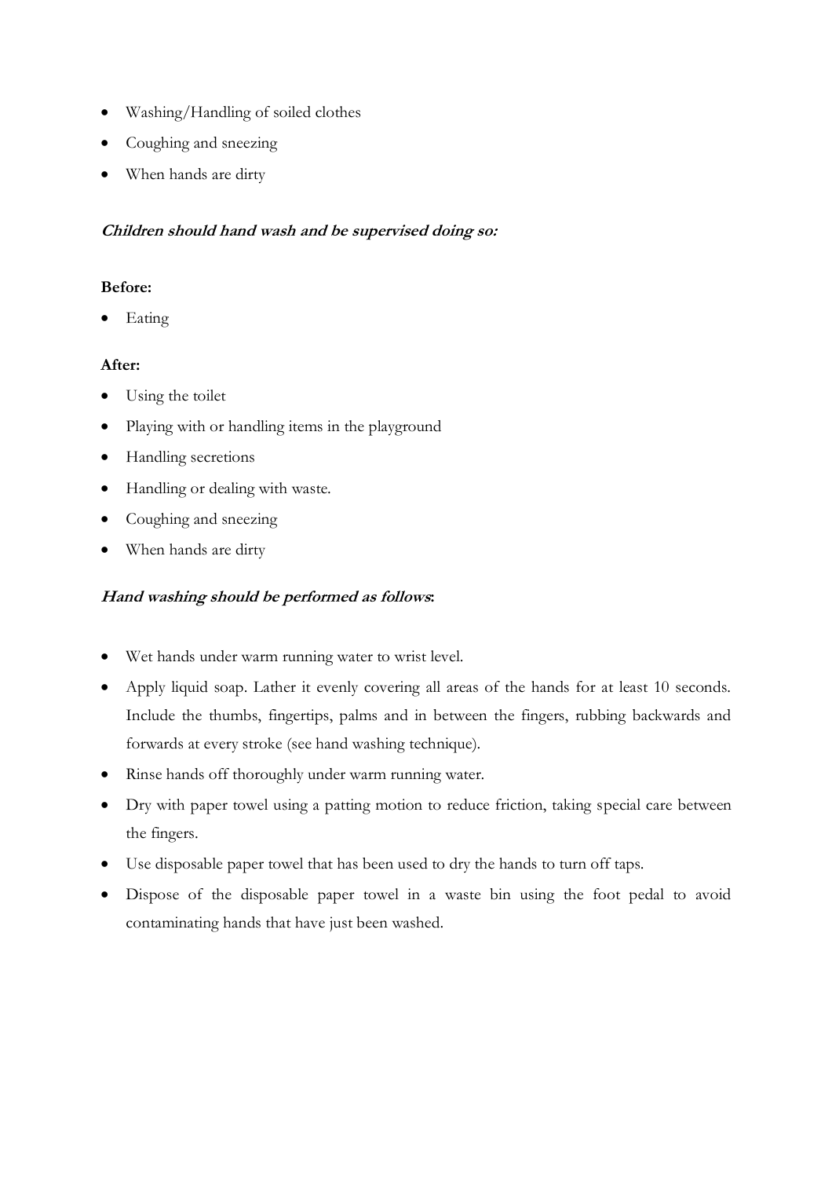- Washing/Handling of soiled clothes
- Coughing and sneezing
- When hands are dirty

***Children should hand wash and be supervised doing so:***

**Before:**

- Eating

**After:**

- Using the toilet
- Playing with or handling items in the playground
- Handling secretions
- Handling or dealing with waste.
- Coughing and sneezing
- When hands are dirty

***Hand washing should be performed as follows*:**

- Wet hands under warm running water to wrist level.
- Apply liquid soap. Lather it evenly covering all areas of the hands for at least 10 seconds. Include the thumbs, fingertips, palms and in between the fingers, rubbing backwards and forwards at every stroke (see hand washing technique).
- Rinse hands off thoroughly under warm running water.
- Dry with paper towel using a patting motion to reduce friction, taking special care between the fingers.
- Use disposable paper towel that has been used to dry the hands to turn off taps.
- Dispose of the disposable paper towel in a waste bin using the foot pedal to avoid contaminating hands that have just been washed.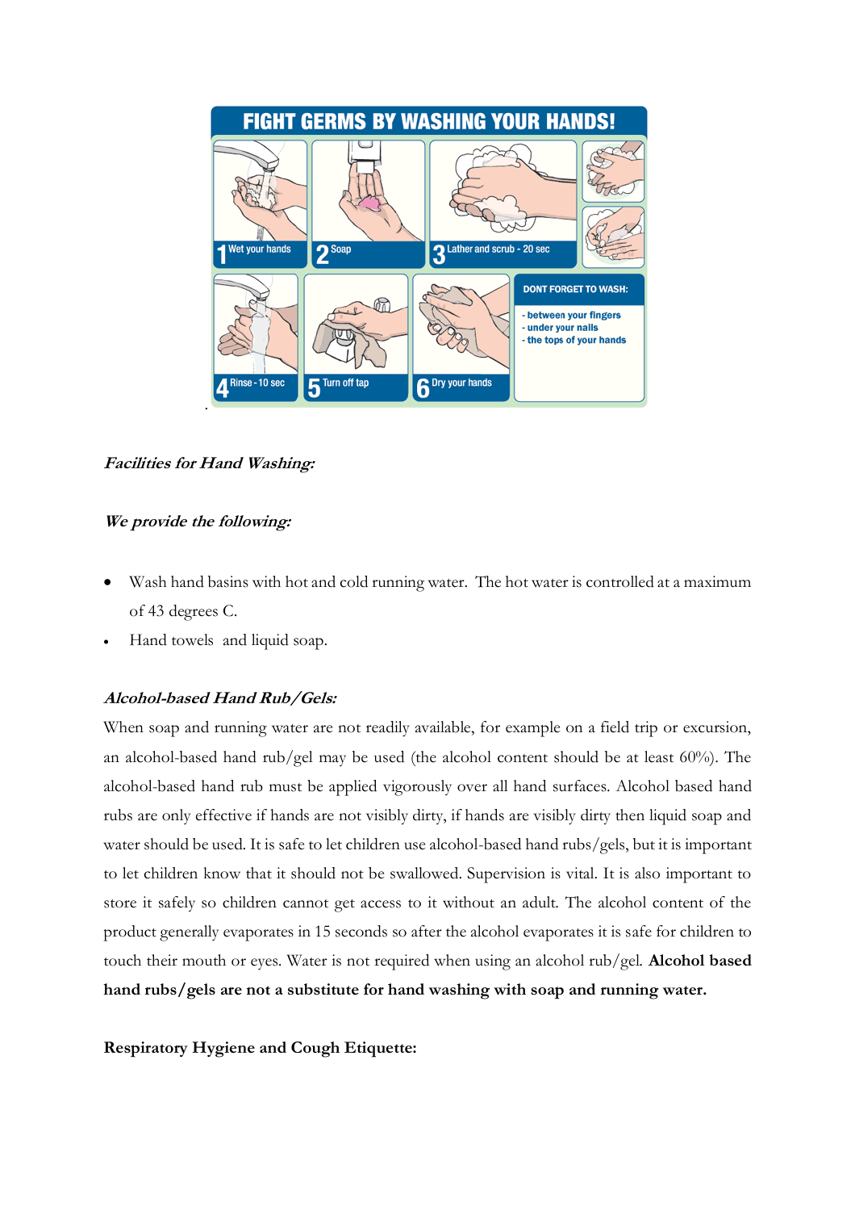# FIGHT GERMS BY WASHING YOUR HANDS!

1 Wet your hands
2 Soap
3 Lather and scrub - 20 sec
4 Rinse - 10 sec
5 Turn off tap
6 Dry your hands

DONT FORGET TO WASH:
- between your fingers
- under your nails
- the tops of your hands

***Facilities for Hand Washing:***

***We provide the following:***

- Wash hand basins with hot and cold running water. The hot water is controlled at a maximum of 43 degrees C.
- Hand towels and liquid soap.

***Alcohol-based Hand Rub/Gels:***

When soap and running water are not readily available, for example on a field trip or excursion, an alcohol-based hand rub/gel may be used (the alcohol content should be at least 60%). The alcohol-based hand rub must be applied vigorously over all hand surfaces. Alcohol based hand rubs are only effective if hands are not visibly dirty, if hands are visibly dirty then liquid soap and water should be used. It is safe to let children use alcohol-based hand rubs/gels, but it is important to let children know that it should not be swallowed. Supervision is vital. It is also important to store it safely so children cannot get access to it without an adult. The alcohol content of the product generally evaporates in 15 seconds so after the alcohol evaporates it is safe for children to touch their mouth or eyes. Water is not required when using an alcohol rub/gel. **Alcohol based hand rubs/gels are not a substitute for hand washing with soap and running water.**

**Respiratory Hygiene and Cough Etiquette:**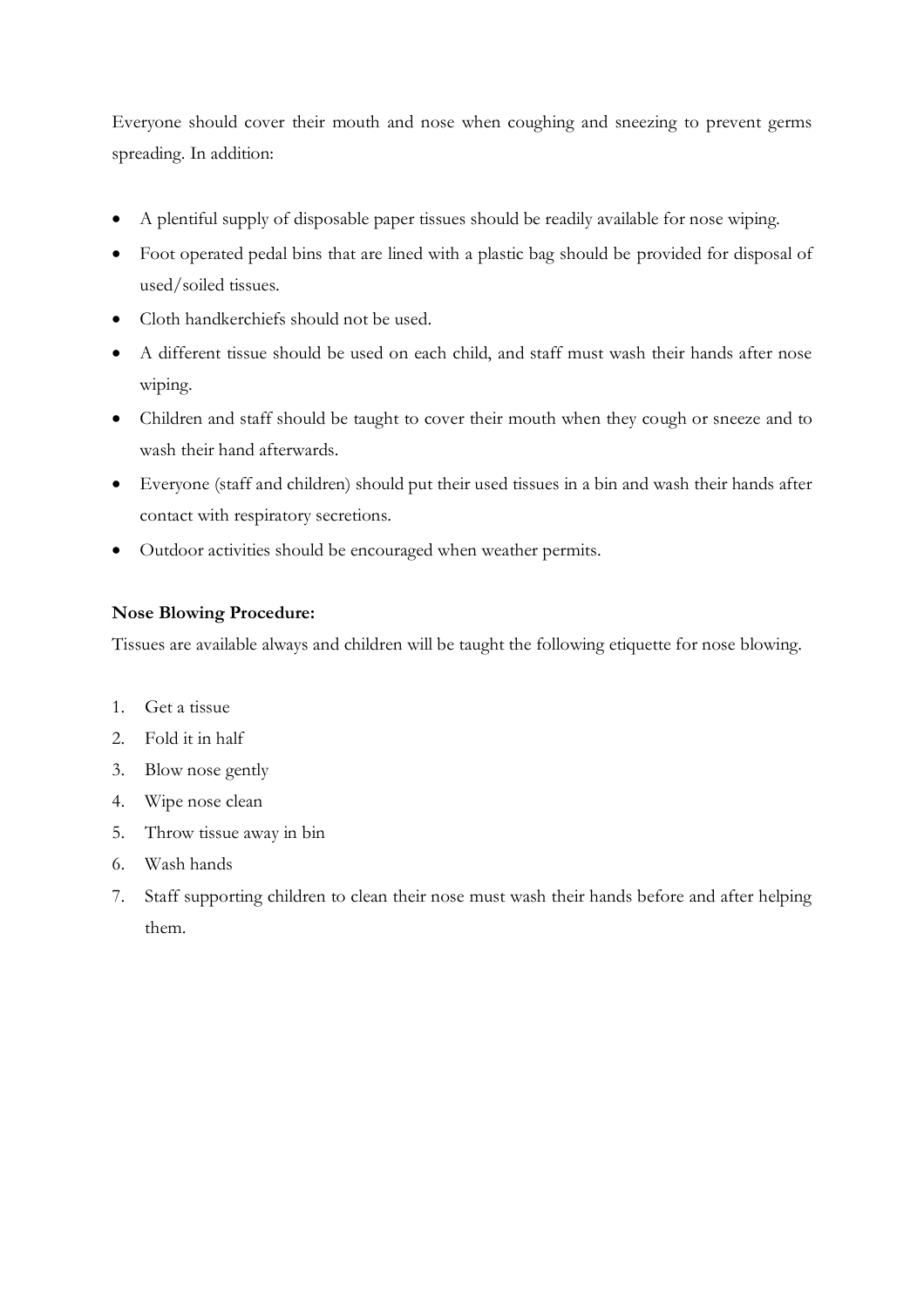Everyone should cover their mouth and nose when coughing and sneezing to prevent germs spreading. In addition:

- A plentiful supply of disposable paper tissues should be readily available for nose wiping.
- Foot operated pedal bins that are lined with a plastic bag should be provided for disposal of used/soiled tissues.
- Cloth handkerchiefs should not be used.
- A different tissue should be used on each child, and staff must wash their hands after nose wiping.
- Children and staff should be taught to cover their mouth when they cough or sneeze and to wash their hand afterwards.
- Everyone (staff and children) should put their used tissues in a bin and wash their hands after contact with respiratory secretions.
- Outdoor activities should be encouraged when weather permits.

**Nose Blowing Procedure:**

Tissues are available always and children will be taught the following etiquette for nose blowing.

1. Get a tissue
2. Fold it in half
3. Blow nose gently
4. Wipe nose clean
5. Throw tissue away in bin
6. Wash hands
7. Staff supporting children to clean their nose must wash their hands before and after helping them.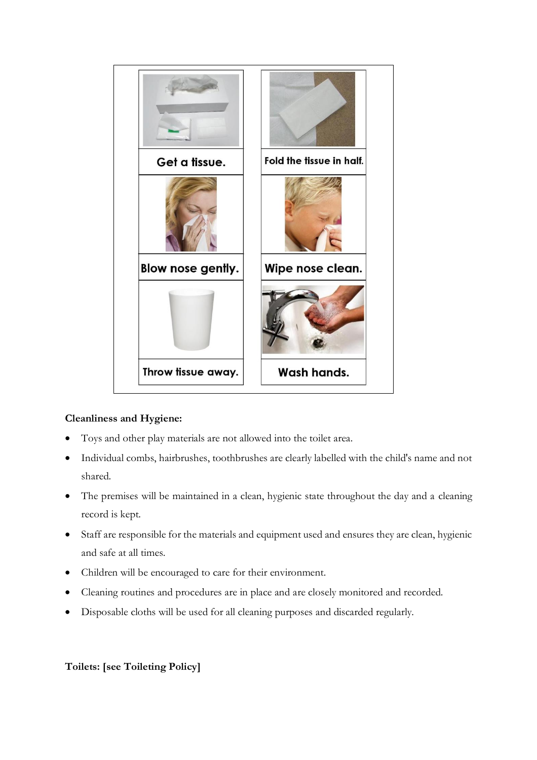| Get a tissue. | Fold the tissue in half. |
| --- | --- |
| Blow nose gently. | Wipe nose clean. |
| Throw tissue away. | Wash hands. |

**Cleanliness and Hygiene:**

- Toys and other play materials are not allowed into the toilet area.
- Individual combs, hairbrushes, toothbrushes are clearly labelled with the child's name and not shared.
- The premises will be maintained in a clean, hygienic state throughout the day and a cleaning record is kept.
- Staff are responsible for the materials and equipment used and ensures they are clean, hygienic and safe at all times.
- Children will be encouraged to care for their environment.
- Cleaning routines and procedures are in place and are closely monitored and recorded.
- Disposable cloths will be used for all cleaning purposes and discarded regularly.

**Toilets: [see Toileting Policy]**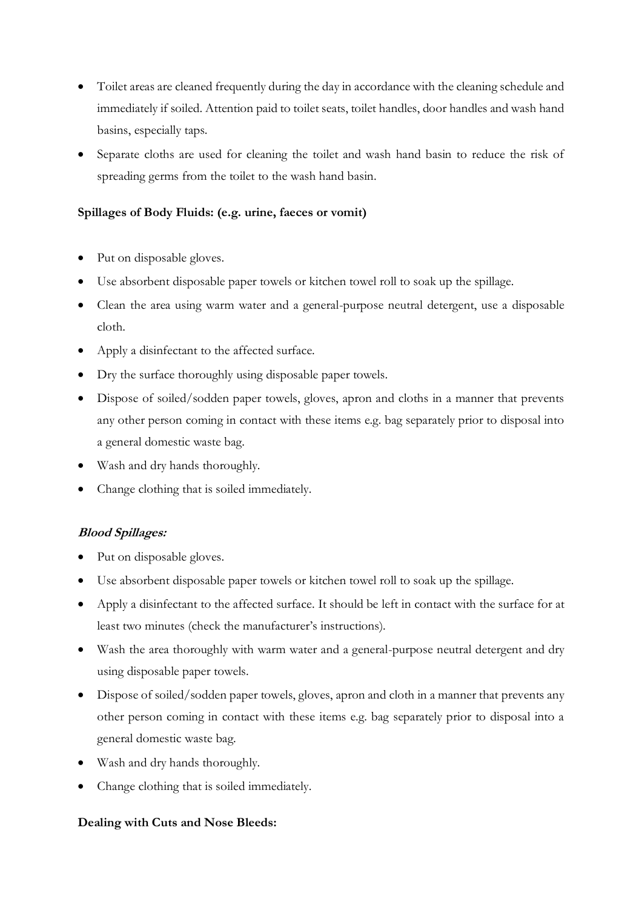- Toilet areas are cleaned frequently during the day in accordance with the cleaning schedule and immediately if soiled. Attention paid to toilet seats, toilet handles, door handles and wash hand basins, especially taps.
- Separate cloths are used for cleaning the toilet and wash hand basin to reduce the risk of spreading germs from the toilet to the wash hand basin.

**Spillages of Body Fluids: (e.g. urine, faeces or vomit)**

- Put on disposable gloves.
- Use absorbent disposable paper towels or kitchen towel roll to soak up the spillage.
- Clean the area using warm water and a general-purpose neutral detergent, use a disposable cloth.
- Apply a disinfectant to the affected surface.
- Dry the surface thoroughly using disposable paper towels.
- Dispose of soiled/sodden paper towels, gloves, apron and cloths in a manner that prevents any other person coming in contact with these items e.g. bag separately prior to disposal into a general domestic waste bag.
- Wash and dry hands thoroughly.
- Change clothing that is soiled immediately.

***Blood Spillages:***

- Put on disposable gloves.
- Use absorbent disposable paper towels or kitchen towel roll to soak up the spillage.
- Apply a disinfectant to the affected surface. It should be left in contact with the surface for at least two minutes (check the manufacturer's instructions).
- Wash the area thoroughly with warm water and a general-purpose neutral detergent and dry using disposable paper towels.
- Dispose of soiled/sodden paper towels, gloves, apron and cloth in a manner that prevents any other person coming in contact with these items e.g. bag separately prior to disposal into a general domestic waste bag.
- Wash and dry hands thoroughly.
- Change clothing that is soiled immediately.

**Dealing with Cuts and Nose Bleeds:**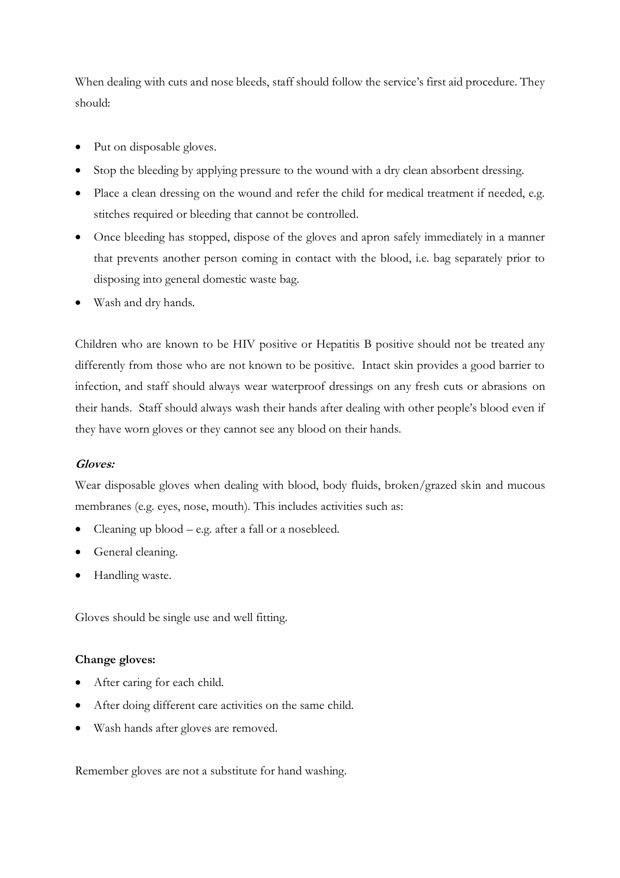When dealing with cuts and nose bleeds, staff should follow the service's first aid procedure. They should:

- Put on disposable gloves.
- Stop the bleeding by applying pressure to the wound with a dry clean absorbent dressing.
- Place a clean dressing on the wound and refer the child for medical treatment if needed, e.g. stitches required or bleeding that cannot be controlled.
- Once bleeding has stopped, dispose of the gloves and apron safely immediately in a manner that prevents another person coming in contact with the blood, i.e. bag separately prior to disposing into general domestic waste bag.
- Wash and dry hands.

Children who are known to be HIV positive or Hepatitis B positive should not be treated any differently from those who are not known to be positive. Intact skin provides a good barrier to infection, and staff should always wear waterproof dressings on any fresh cuts or abrasions on their hands. Staff should always wash their hands after dealing with other people's blood even if they have worn gloves or they cannot see any blood on their hands.

***Gloves:***

Wear disposable gloves when dealing with blood, body fluids, broken/grazed skin and mucous membranes (e.g. eyes, nose, mouth). This includes activities such as:

- Cleaning up blood – e.g. after a fall or a nosebleed.
- General cleaning.
- Handling waste.

Gloves should be single use and well fitting.

**Change gloves:**

- After caring for each child.
- After doing different care activities on the same child.
- Wash hands after gloves are removed.

Remember gloves are not a substitute for hand washing.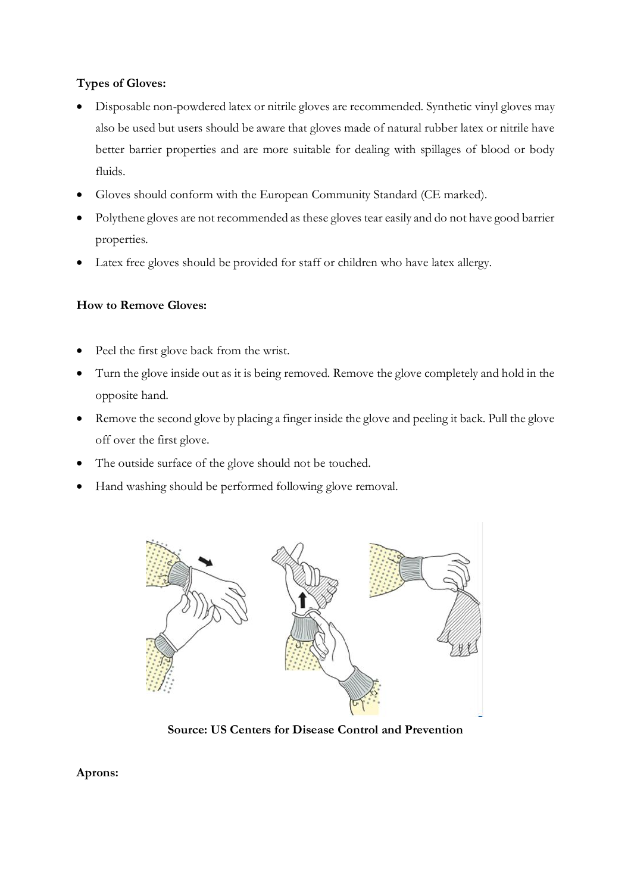**Types of Gloves:**

- Disposable non-powdered latex or nitrile gloves are recommended. Synthetic vinyl gloves may also be used but users should be aware that gloves made of natural rubber latex or nitrile have better barrier properties and are more suitable for dealing with spillages of blood or body fluids.
- Gloves should conform with the European Community Standard (CE marked).
- Polythene gloves are not recommended as these gloves tear easily and do not have good barrier properties.
- Latex free gloves should be provided for staff or children who have latex allergy.

**How to Remove Gloves:**

- Peel the first glove back from the wrist.
- Turn the glove inside out as it is being removed. Remove the glove completely and hold in the opposite hand.
- Remove the second glove by placing a finger inside the glove and peeling it back. Pull the glove off over the first glove.
- The outside surface of the glove should not be touched.
- Hand washing should be performed following glove removal.

**Source: US Centers for Disease Control and Prevention**

**Aprons:**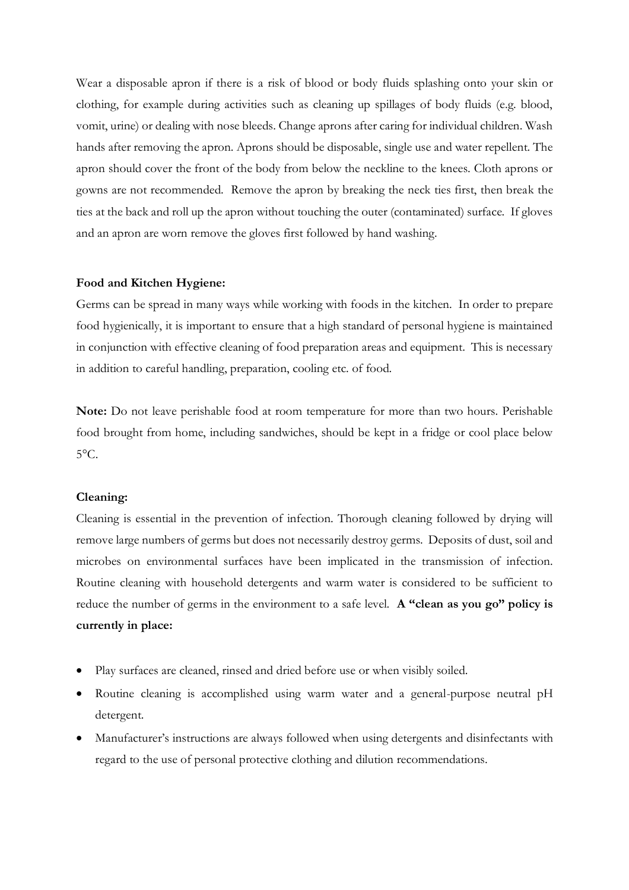Wear a disposable apron if there is a risk of blood or body fluids splashing onto your skin or clothing, for example during activities such as cleaning up spillages of body fluids (e.g. blood, vomit, urine) or dealing with nose bleeds. Change aprons after caring for individual children. Wash hands after removing the apron. Aprons should be disposable, single use and water repellent. The apron should cover the front of the body from below the neckline to the knees. Cloth aprons or gowns are not recommended. Remove the apron by breaking the neck ties first, then break the ties at the back and roll up the apron without touching the outer (contaminated) surface. If gloves and an apron are worn remove the gloves first followed by hand washing.

**Food and Kitchen Hygiene:**

Germs can be spread in many ways while working with foods in the kitchen. In order to prepare food hygienically, it is important to ensure that a high standard of personal hygiene is maintained in conjunction with effective cleaning of food preparation areas and equipment. This is necessary in addition to careful handling, preparation, cooling etc. of food.

**Note:** Do not leave perishable food at room temperature for more than two hours. Perishable food brought from home, including sandwiches, should be kept in a fridge or cool place below 5°C.

**Cleaning:**

Cleaning is essential in the prevention of infection. Thorough cleaning followed by drying will remove large numbers of germs but does not necessarily destroy germs. Deposits of dust, soil and microbes on environmental surfaces have been implicated in the transmission of infection. Routine cleaning with household detergents and warm water is considered to be sufficient to reduce the number of germs in the environment to a safe level. **A "clean as you go" policy is currently in place:**

- Play surfaces are cleaned, rinsed and dried before use or when visibly soiled.
- Routine cleaning is accomplished using warm water and a general-purpose neutral pH detergent.
- Manufacturer's instructions are always followed when using detergents and disinfectants with regard to the use of personal protective clothing and dilution recommendations.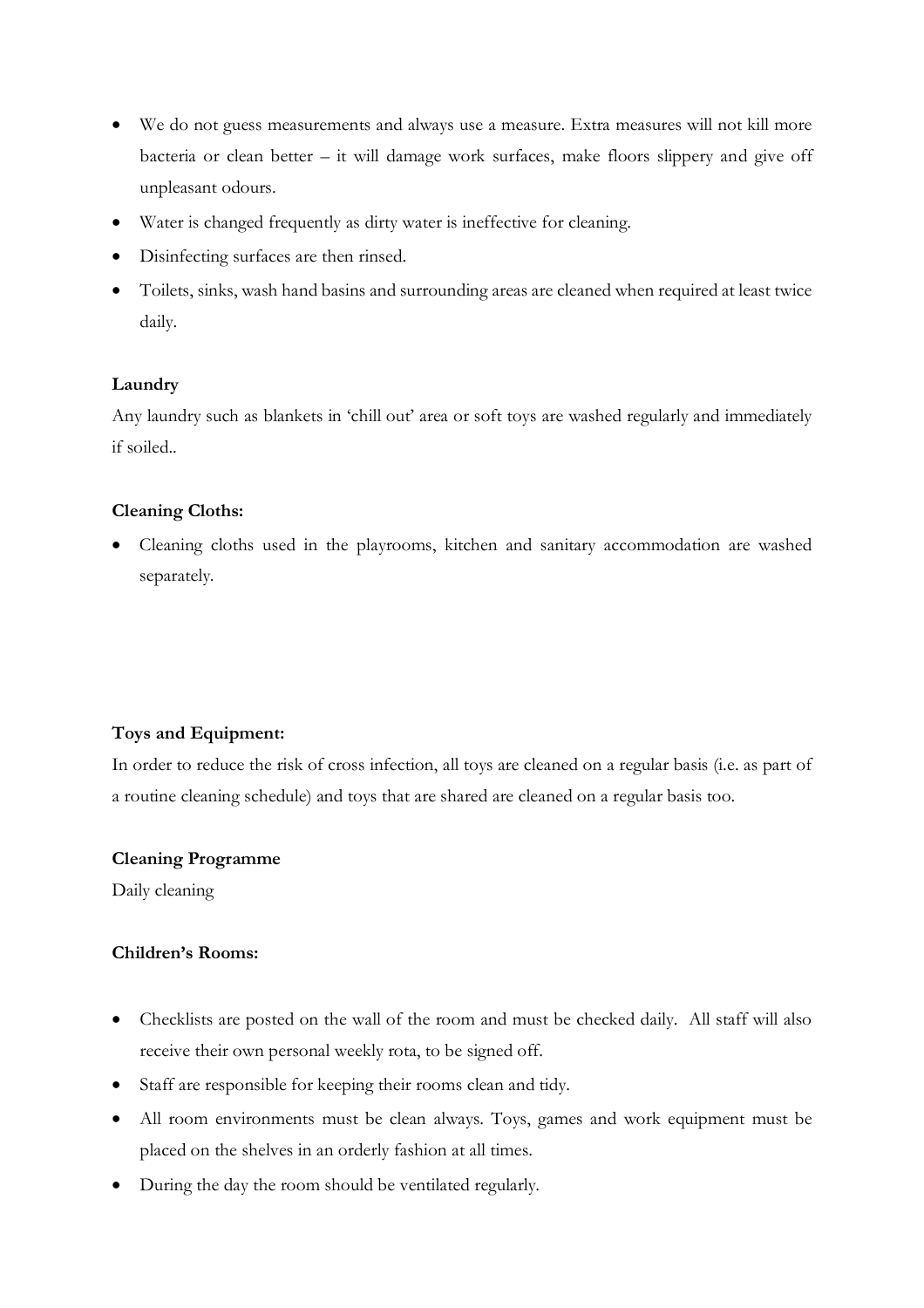- We do not guess measurements and always use a measure. Extra measures will not kill more bacteria or clean better – it will damage work surfaces, make floors slippery and give off unpleasant odours.
- Water is changed frequently as dirty water is ineffective for cleaning.
- Disinfecting surfaces are then rinsed.
- Toilets, sinks, wash hand basins and surrounding areas are cleaned when required at least twice daily.

**Laundry**

Any laundry such as blankets in 'chill out' area or soft toys are washed regularly and immediately if soiled..

**Cleaning Cloths:**

- Cleaning cloths used in the playrooms, kitchen and sanitary accommodation are washed separately.

**Toys and Equipment:**

In order to reduce the risk of cross infection, all toys are cleaned on a regular basis (i.e. as part of a routine cleaning schedule) and toys that are shared are cleaned on a regular basis too.

**Cleaning Programme**

Daily cleaning

**Children's Rooms:**

- Checklists are posted on the wall of the room and must be checked daily. All staff will also receive their own personal weekly rota, to be signed off.
- Staff are responsible for keeping their rooms clean and tidy.
- All room environments must be clean always. Toys, games and work equipment must be placed on the shelves in an orderly fashion at all times.
- During the day the room should be ventilated regularly.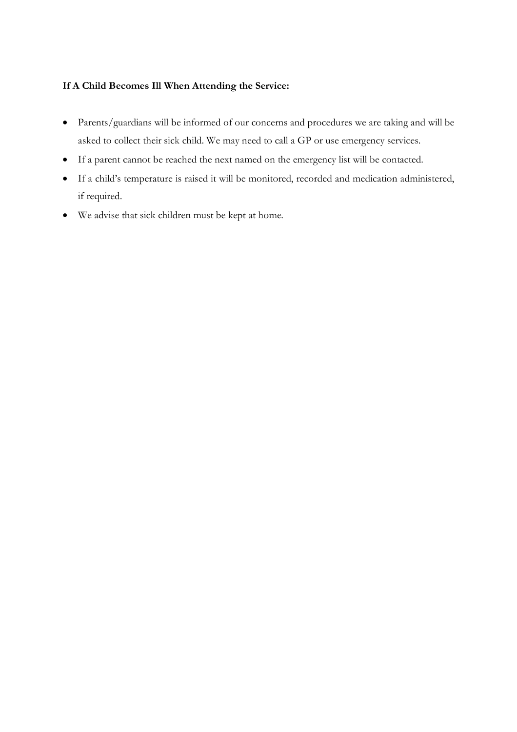**If A Child Becomes Ill When Attending the Service:**

- Parents/guardians will be informed of our concerns and procedures we are taking and will be asked to collect their sick child. We may need to call a GP or use emergency services.
- If a parent cannot be reached the next named on the emergency list will be contacted.
- If a child's temperature is raised it will be monitored, recorded and medication administered, if required.
- We advise that sick children must be kept at home.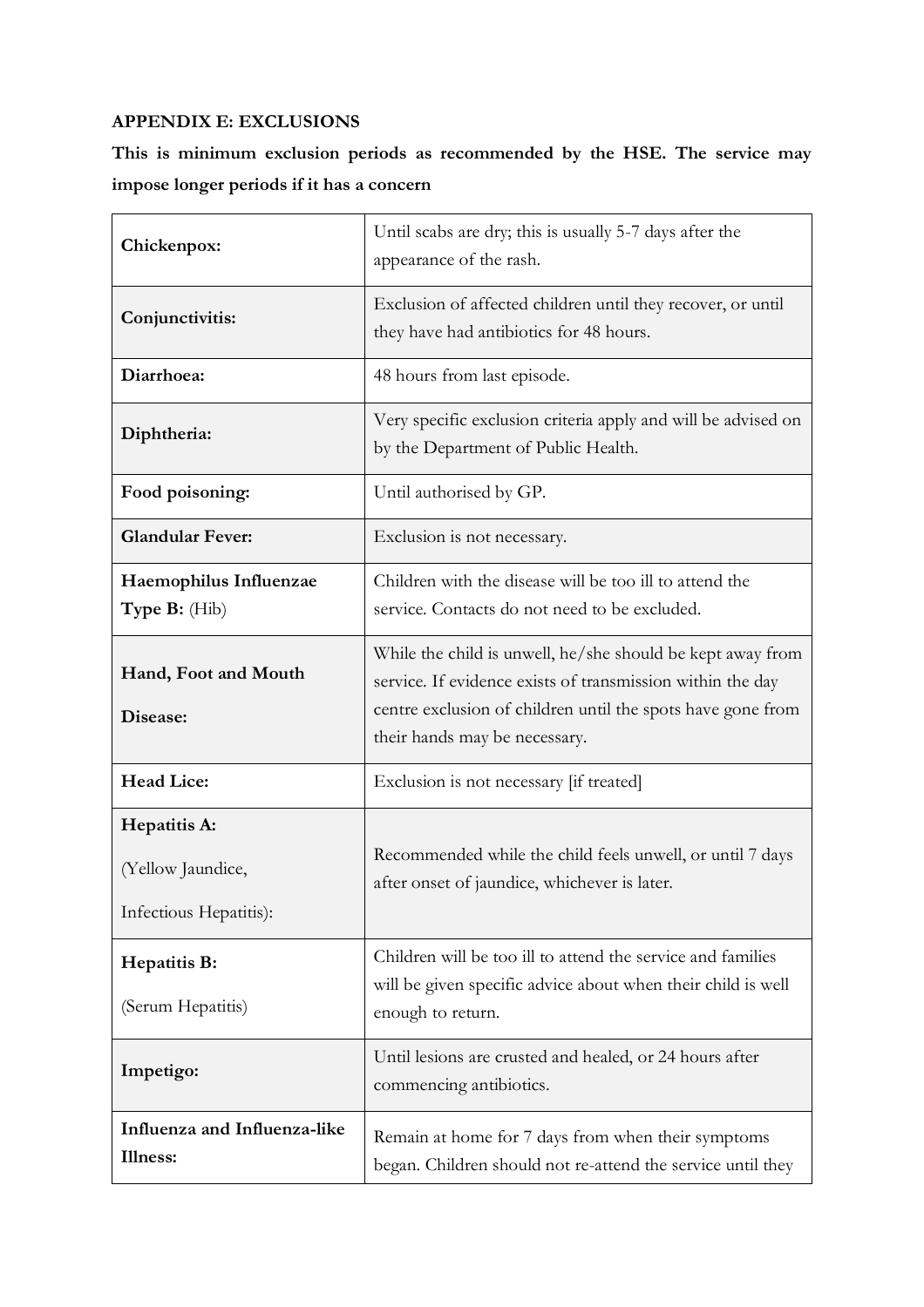**APPENDIX E: EXCLUSIONS**

**This is minimum exclusion periods as recommended by the HSE. The service may impose longer periods if it has a concern**

| | |
|---|---|
| **Chickenpox:** | Until scabs are dry; this is usually 5-7 days after the appearance of the rash. |
| **Conjunctivitis:** | Exclusion of affected children until they recover, or until they have had antibiotics for 48 hours. |
| **Diarrhoea:** | 48 hours from last episode. |
| **Diphtheria:** | Very specific exclusion criteria apply and will be advised on by the Department of Public Health. |
| **Food poisoning:** | Until authorised by GP. |
| **Glandular Fever:** | Exclusion is not necessary. |
| **Haemophilus Influenzae Type B:** (Hib) | Children with the disease will be too ill to attend the service. Contacts do not need to be excluded. |
| **Hand, Foot and Mouth Disease:** | While the child is unwell, he/she should be kept away from service. If evidence exists of transmission within the day centre exclusion of children until the spots have gone from their hands may be necessary. |
| **Head Lice:** | Exclusion is not necessary [if treated] |
| **Hepatitis A:** (Yellow Jaundice, Infectious Hepatitis): | Recommended while the child feels unwell, or until 7 days after onset of jaundice, whichever is later. |
| **Hepatitis B:** (Serum Hepatitis) | Children will be too ill to attend the service and families will be given specific advice about when their child is well enough to return. |
| **Impetigo:** | Until lesions are crusted and healed, or 24 hours after commencing antibiotics. |
| **Influenza and Influenza-like Illness:** | Remain at home for 7 days from when their symptoms began. Children should not re-attend the service until they |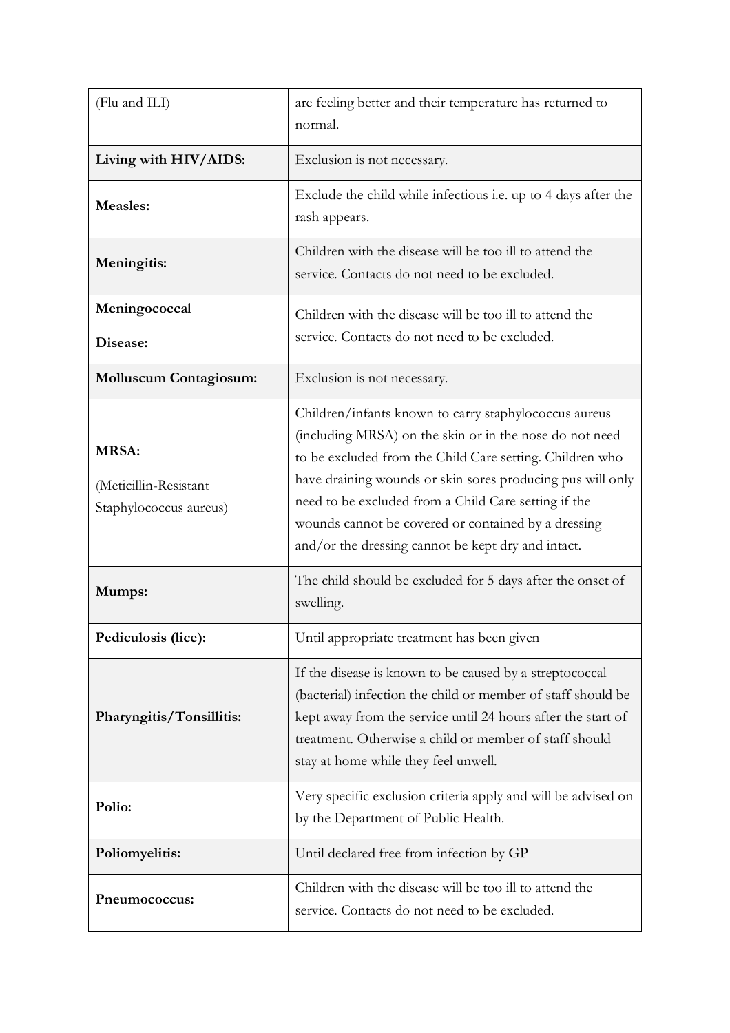| | |
|---|---|
| (Flu and ILI) | are feeling better and their temperature has returned to normal. |
| **Living with HIV/AIDS:** | Exclusion is not necessary. |
| **Measles:** | Exclude the child while infectious i.e. up to 4 days after the rash appears. |
| **Meningitis:** | Children with the disease will be too ill to attend the service. Contacts do not need to be excluded. |
| **Meningococcal Disease:** | Children with the disease will be too ill to attend the service. Contacts do not need to be excluded. |
| **Molluscum Contagiosum:** | Exclusion is not necessary. |
| **MRSA:** (Meticillin-Resistant Staphylococcus aureus) | Children/infants known to carry staphylococcus aureus (including MRSA) on the skin or in the nose do not need to be excluded from the Child Care setting. Children who have draining wounds or skin sores producing pus will only need to be excluded from a Child Care setting if the wounds cannot be covered or contained by a dressing and/or the dressing cannot be kept dry and intact. |
| **Mumps:** | The child should be excluded for 5 days after the onset of swelling. |
| **Pediculosis (lice):** | Until appropriate treatment has been given |
| **Pharyngitis/Tonsillitis:** | If the disease is known to be caused by a streptococcal (bacterial) infection the child or member of staff should be kept away from the service until 24 hours after the start of treatment. Otherwise a child or member of staff should stay at home while they feel unwell. |
| **Polio:** | Very specific exclusion criteria apply and will be advised on by the Department of Public Health. |
| **Poliomyelitis:** | Until declared free from infection by GP |
| **Pneumococcus:** | Children with the disease will be too ill to attend the service. Contacts do not need to be excluded. |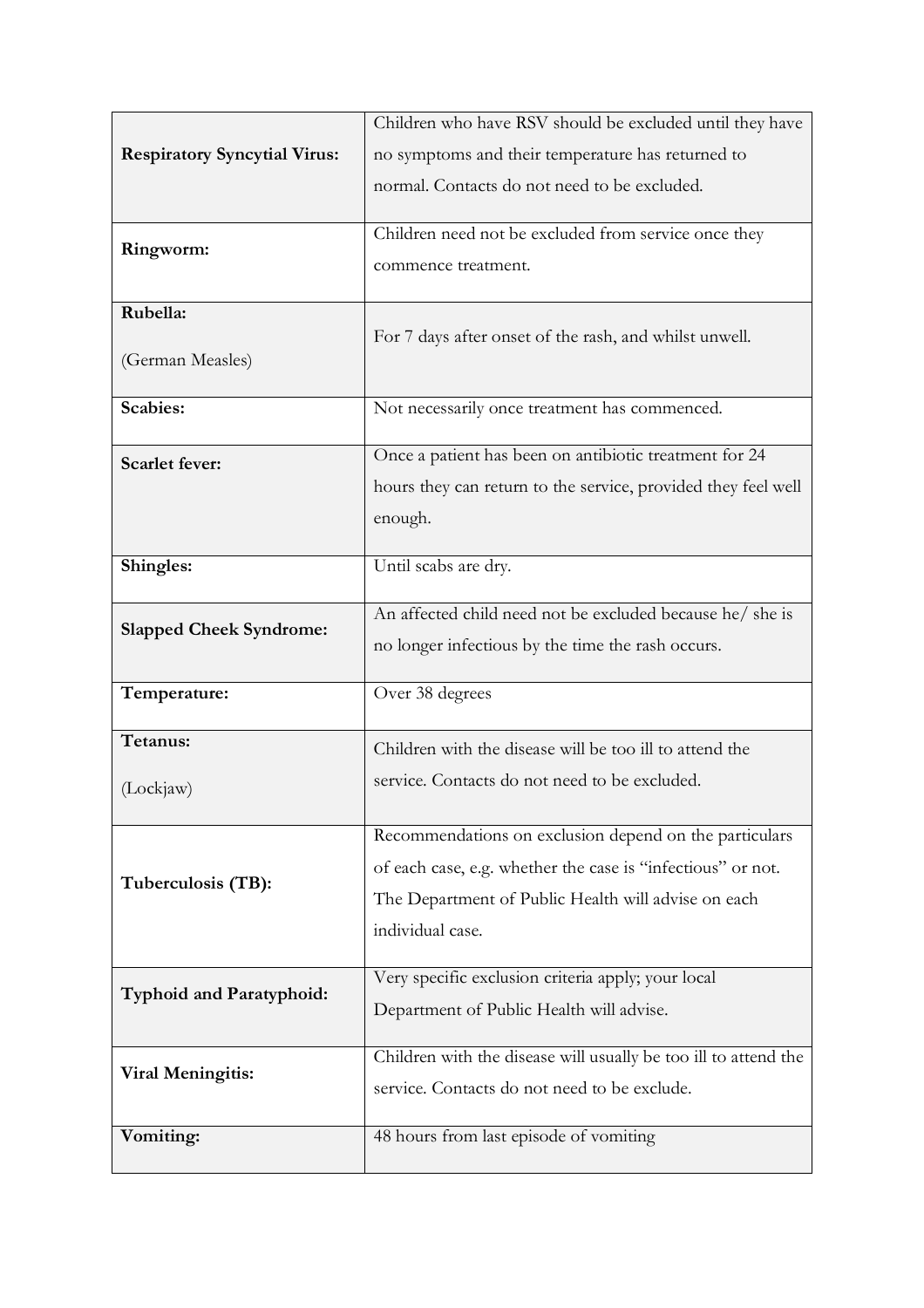| | |
|---|---|
| **Respiratory Syncytial Virus:** | Children who have RSV should be excluded until they have no symptoms and their temperature has returned to normal. Contacts do not need to be excluded. |
| **Ringworm:** | Children need not be excluded from service once they commence treatment. |
| **Rubella:** (German Measles) | For 7 days after onset of the rash, and whilst unwell. |
| **Scabies:** | Not necessarily once treatment has commenced. |
| **Scarlet fever:** | Once a patient has been on antibiotic treatment for 24 hours they can return to the service, provided they feel well enough. |
| **Shingles:** | Until scabs are dry. |
| **Slapped Cheek Syndrome:** | An affected child need not be excluded because he/ she is no longer infectious by the time the rash occurs. |
| **Temperature:** | Over 38 degrees |
| **Tetanus:** (Lockjaw) | Children with the disease will be too ill to attend the service. Contacts do not need to be excluded. |
| **Tuberculosis (TB):** | Recommendations on exclusion depend on the particulars of each case, e.g. whether the case is "infectious" or not. The Department of Public Health will advise on each individual case. |
| **Typhoid and Paratyphoid:** | Very specific exclusion criteria apply; your local Department of Public Health will advise. |
| **Viral Meningitis:** | Children with the disease will usually be too ill to attend the service. Contacts do not need to be exclude. |
| **Vomiting:** | 48 hours from last episode of vomiting |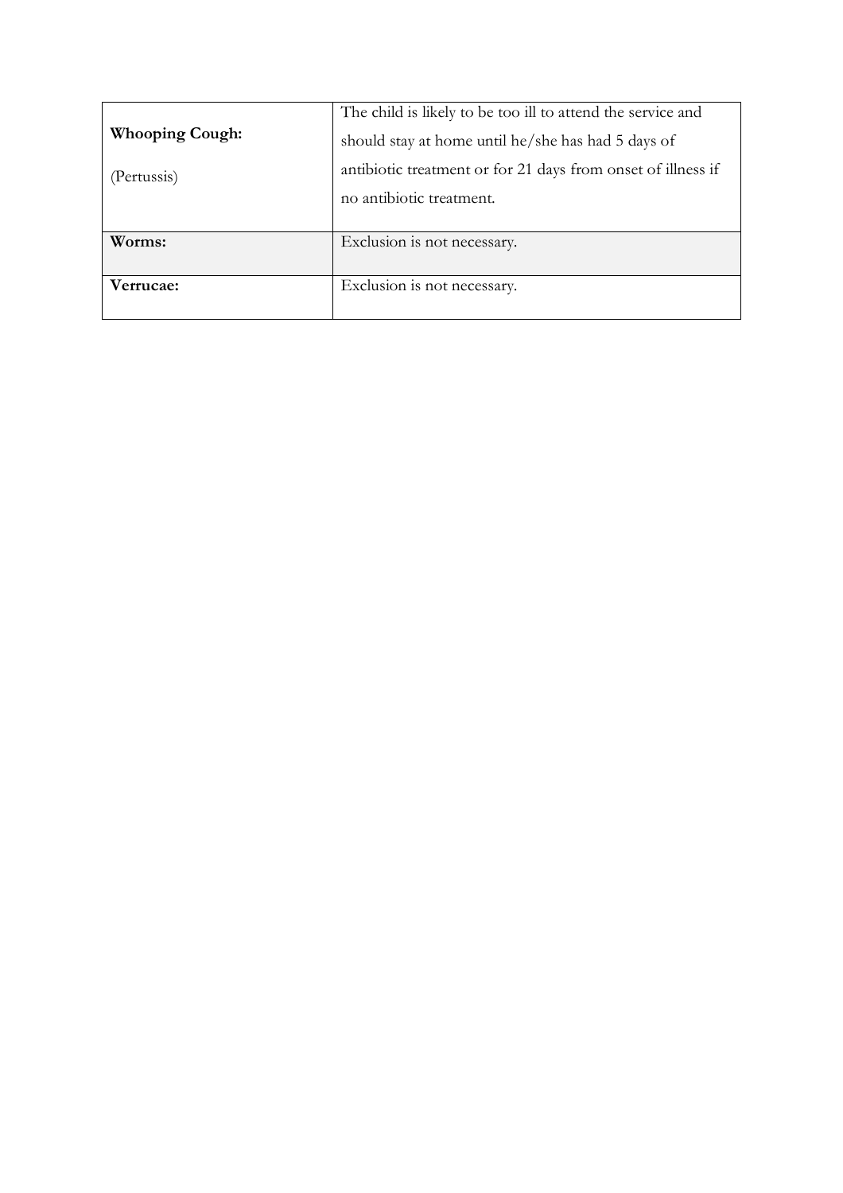| | |
|---|---|
| **Whooping Cough:** (Pertussis) | The child is likely to be too ill to attend the service and should stay at home until he/she has had 5 days of antibiotic treatment or for 21 days from onset of illness if no antibiotic treatment. |
| **Worms:** | Exclusion is not necessary. |
| **Verrucae:** | Exclusion is not necessary. |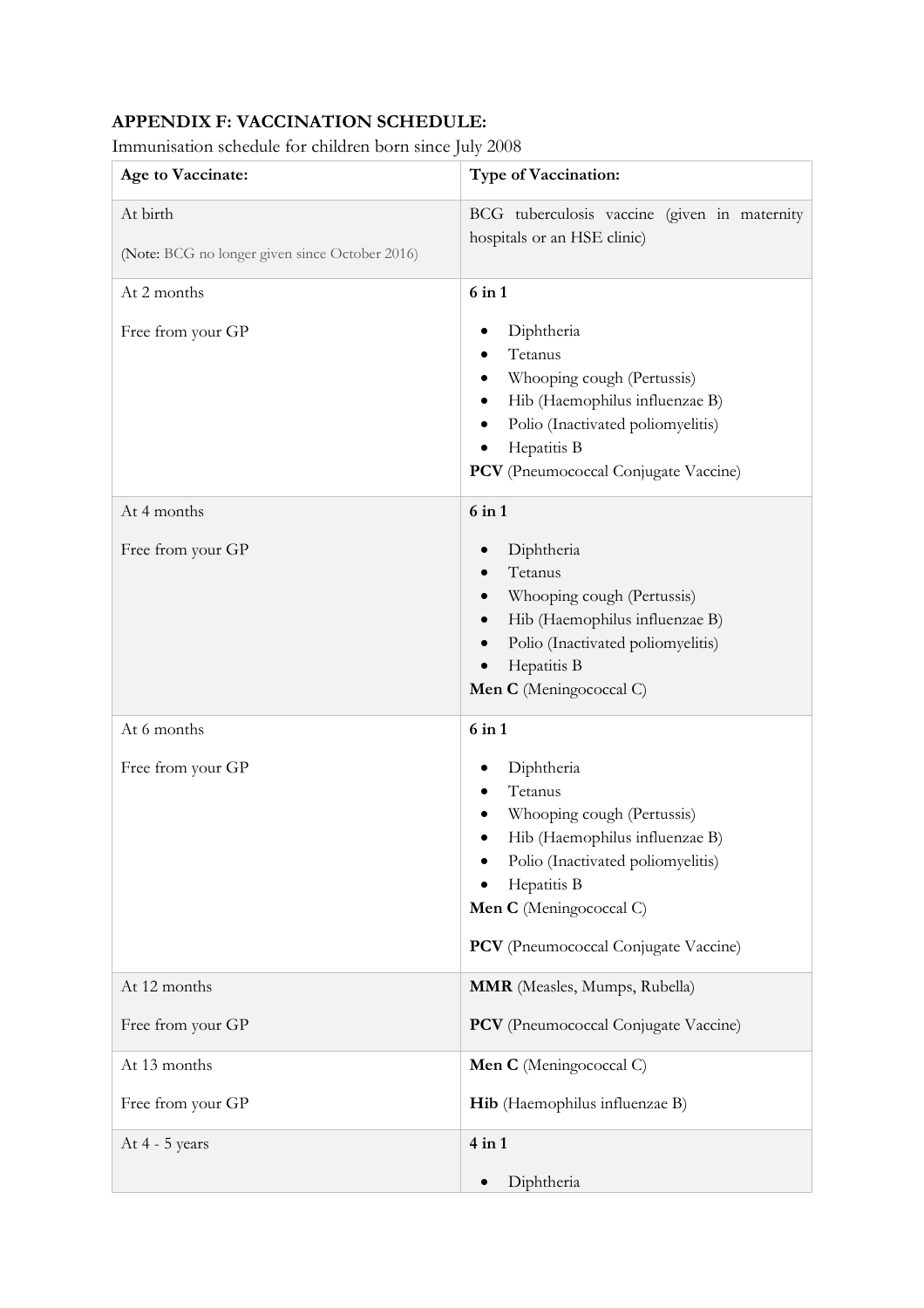**APPENDIX F: VACCINATION SCHEDULE:**

Immunisation schedule for children born since July 2008

| Age to Vaccinate: | Type of Vaccination: |
| --- | --- |
| At birth<br><br>(Note: BCG no longer given since October 2016) | BCG tuberculosis vaccine (given in maternity hospitals or an HSE clinic) |
| At 2 months<br><br>Free from your GP | **6 in 1**<br><br>• Diphtheria<br>• Tetanus<br>• Whooping cough (Pertussis)<br>• Hib (Haemophilus influenzae B)<br>• Polio (Inactivated poliomyelitis)<br>• Hepatitis B<br>**PCV** (Pneumococcal Conjugate Vaccine) |
| At 4 months<br><br>Free from your GP | **6 in 1**<br><br>• Diphtheria<br>• Tetanus<br>• Whooping cough (Pertussis)<br>• Hib (Haemophilus influenzae B)<br>• Polio (Inactivated poliomyelitis)<br>• Hepatitis B<br>**Men C** (Meningococcal C) |
| At 6 months<br><br>Free from your GP | **6 in 1**<br><br>• Diphtheria<br>• Tetanus<br>• Whooping cough (Pertussis)<br>• Hib (Haemophilus influenzae B)<br>• Polio (Inactivated poliomyelitis)<br>• Hepatitis B<br>**Men C** (Meningococcal C)<br><br>**PCV** (Pneumococcal Conjugate Vaccine) |
| At 12 months<br><br>Free from your GP | **MMR** (Measles, Mumps, Rubella)<br><br>**PCV** (Pneumococcal Conjugate Vaccine) |
| At 13 months<br><br>Free from your GP | **Men C** (Meningococcal C)<br><br>**Hib** (Haemophilus influenzae B) |
| At 4 - 5 years | **4 in 1**<br><br>• Diphtheria |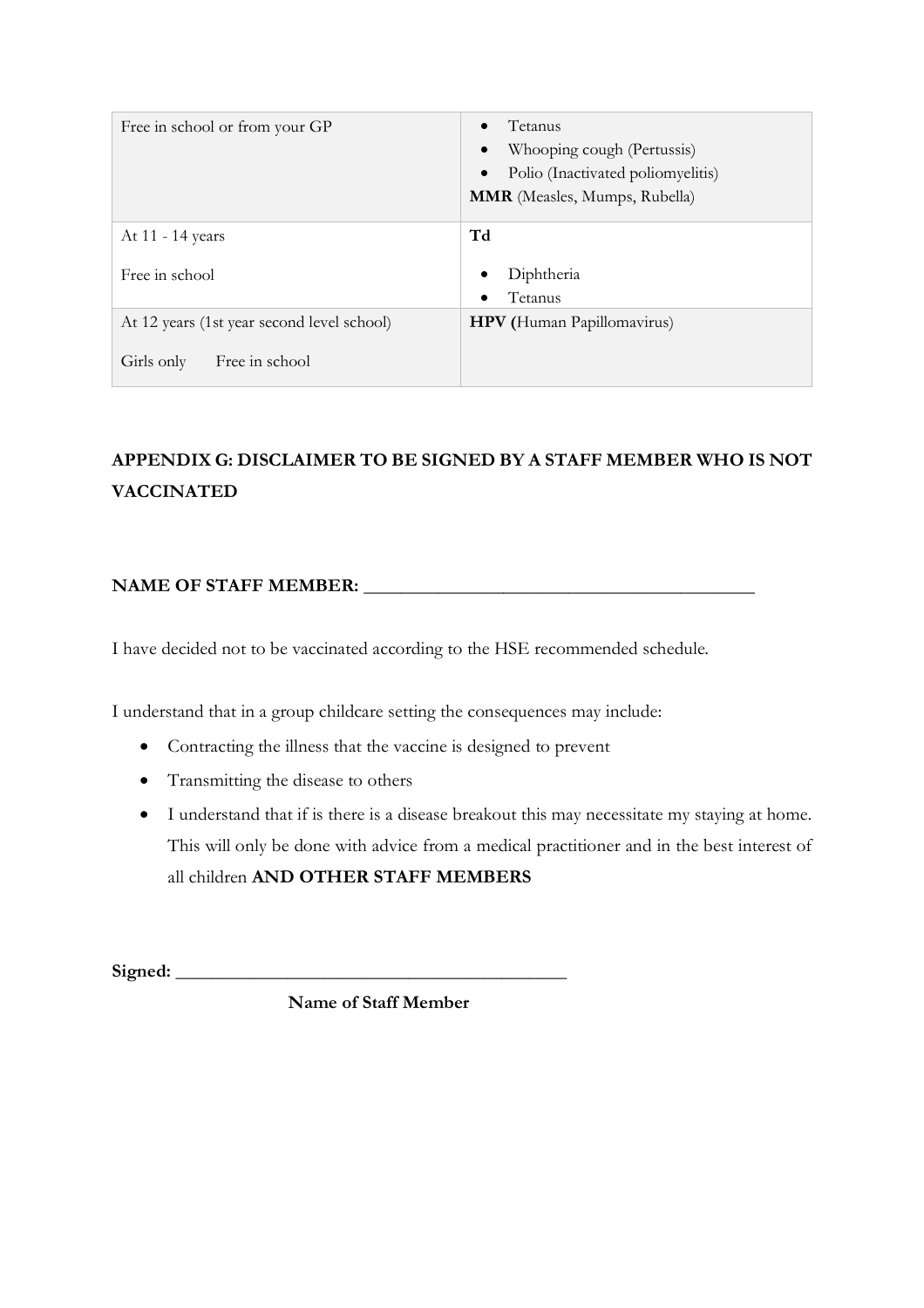| | |
|---|---|
| Free in school or from your GP | • Tetanus<br>• Whooping cough (Pertussis)<br>• Polio (Inactivated poliomyelitis)<br>**MMR** (Measles, Mumps, Rubella) |
| At 11 - 14 years<br><br>Free in school | **Td**<br><br>• Diphtheria<br>• Tetanus |
| At 12 years (1st year second level school)<br><br>Girls only Free in school | **HPV (**Human Papillomavirus) |

## APPENDIX G: DISCLAIMER TO BE SIGNED BY A STAFF MEMBER WHO IS NOT VACCINATED

**NAME OF STAFF MEMBER: ___________________________________________**

I have decided not to be vaccinated according to the HSE recommended schedule.

I understand that in a group childcare setting the consequences may include:

- Contracting the illness that the vaccine is designed to prevent
- Transmitting the disease to others
- I understand that if is there is a disease breakout this may necessitate my staying at home. This will only be done with advice from a medical practitioner and in the best interest of all children **AND OTHER STAFF MEMBERS**

**Signed:** ___________________________________________

**Name of Staff Member**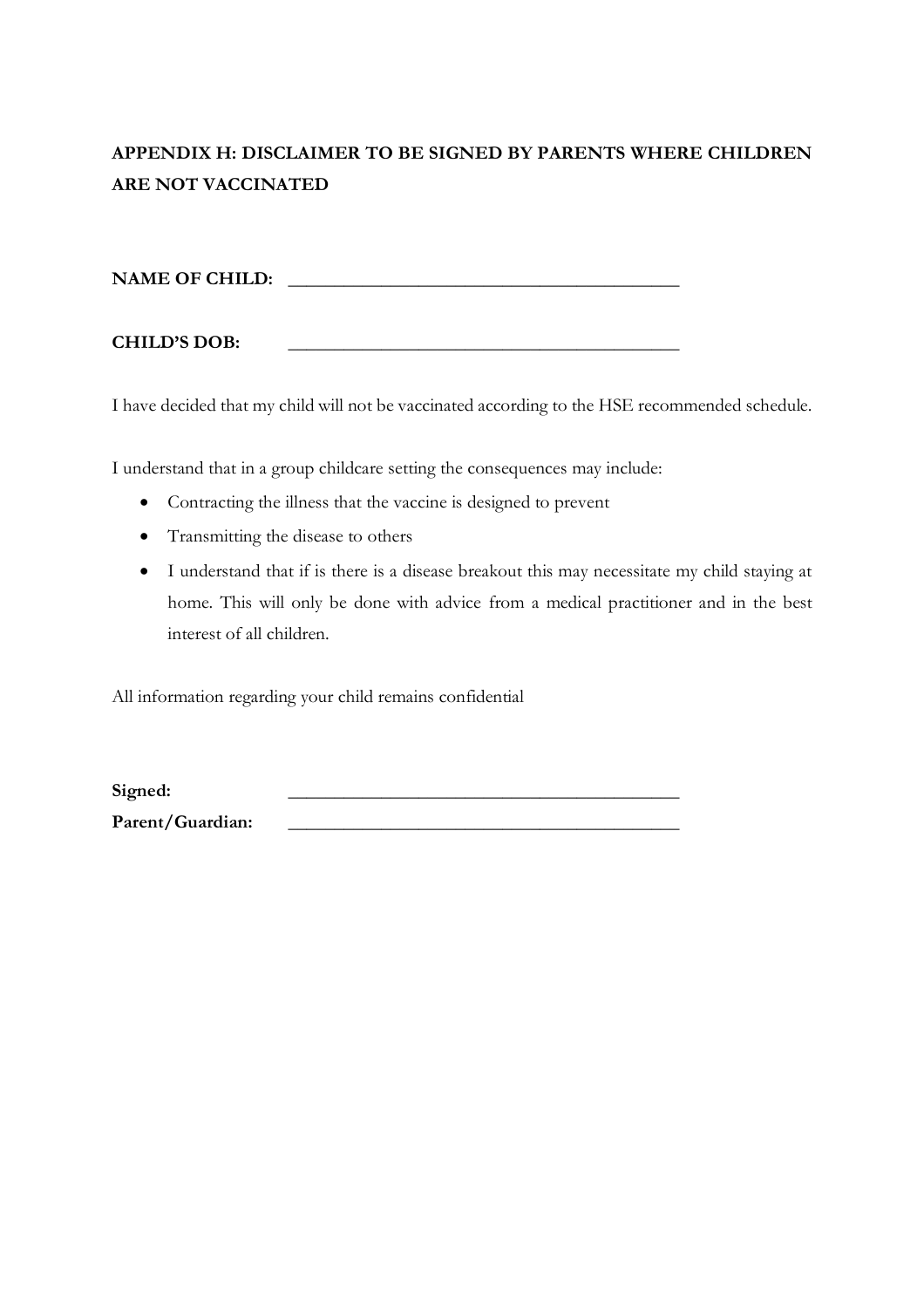## APPENDIX H: DISCLAIMER TO BE SIGNED BY PARENTS WHERE CHILDREN ARE NOT VACCINATED

**NAME OF CHILD:** ____________________________________________

**CHILD'S DOB:** ____________________________________________

I have decided that my child will not be vaccinated according to the HSE recommended schedule.

I understand that in a group childcare setting the consequences may include:

- Contracting the illness that the vaccine is designed to prevent
- Transmitting the disease to others
- I understand that if is there is a disease breakout this may necessitate my child staying at home. This will only be done with advice from a medical practitioner and in the best interest of all children.

All information regarding your child remains confidential

**Signed:** ____________________________________________

**Parent/Guardian:** ____________________________________________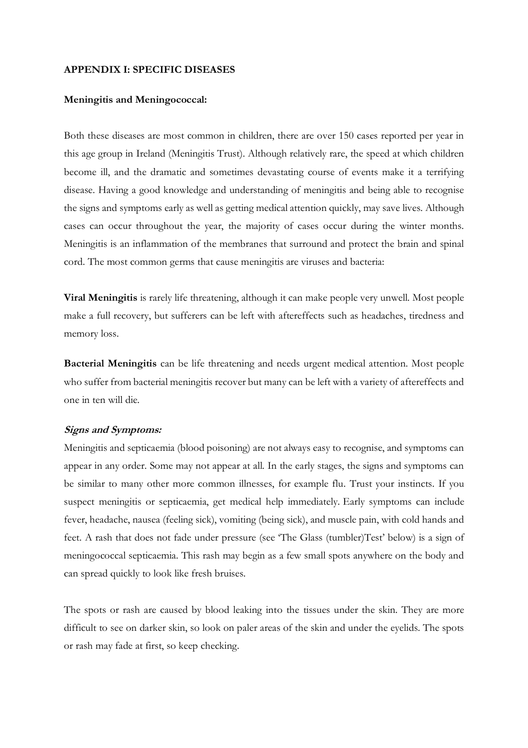## APPENDIX I: SPECIFIC DISEASES

### Meningitis and Meningococcal:

Both these diseases are most common in children, there are over 150 cases reported per year in this age group in Ireland (Meningitis Trust). Although relatively rare, the speed at which children become ill, and the dramatic and sometimes devastating course of events make it a terrifying disease. Having a good knowledge and understanding of meningitis and being able to recognise the signs and symptoms early as well as getting medical attention quickly, may save lives. Although cases can occur throughout the year, the majority of cases occur during the winter months. Meningitis is an inflammation of the membranes that surround and protect the brain and spinal cord. The most common germs that cause meningitis are viruses and bacteria:

**Viral Meningitis** is rarely life threatening, although it can make people very unwell. Most people make a full recovery, but sufferers can be left with aftereffects such as headaches, tiredness and memory loss.

**Bacterial Meningitis** can be life threatening and needs urgent medical attention. Most people who suffer from bacterial meningitis recover but many can be left with a variety of aftereffects and one in ten will die.

***Signs and Symptoms:***

Meningitis and septicaemia (blood poisoning) are not always easy to recognise, and symptoms can appear in any order. Some may not appear at all. In the early stages, the signs and symptoms can be similar to many other more common illnesses, for example flu. Trust your instincts. If you suspect meningitis or septicaemia, get medical help immediately. Early symptoms can include fever, headache, nausea (feeling sick), vomiting (being sick), and muscle pain, with cold hands and feet. A rash that does not fade under pressure (see 'The Glass (tumbler)Test' below) is a sign of meningococcal septicaemia. This rash may begin as a few small spots anywhere on the body and can spread quickly to look like fresh bruises.

The spots or rash are caused by blood leaking into the tissues under the skin. They are more difficult to see on darker skin, so look on paler areas of the skin and under the eyelids. The spots or rash may fade at first, so keep checking.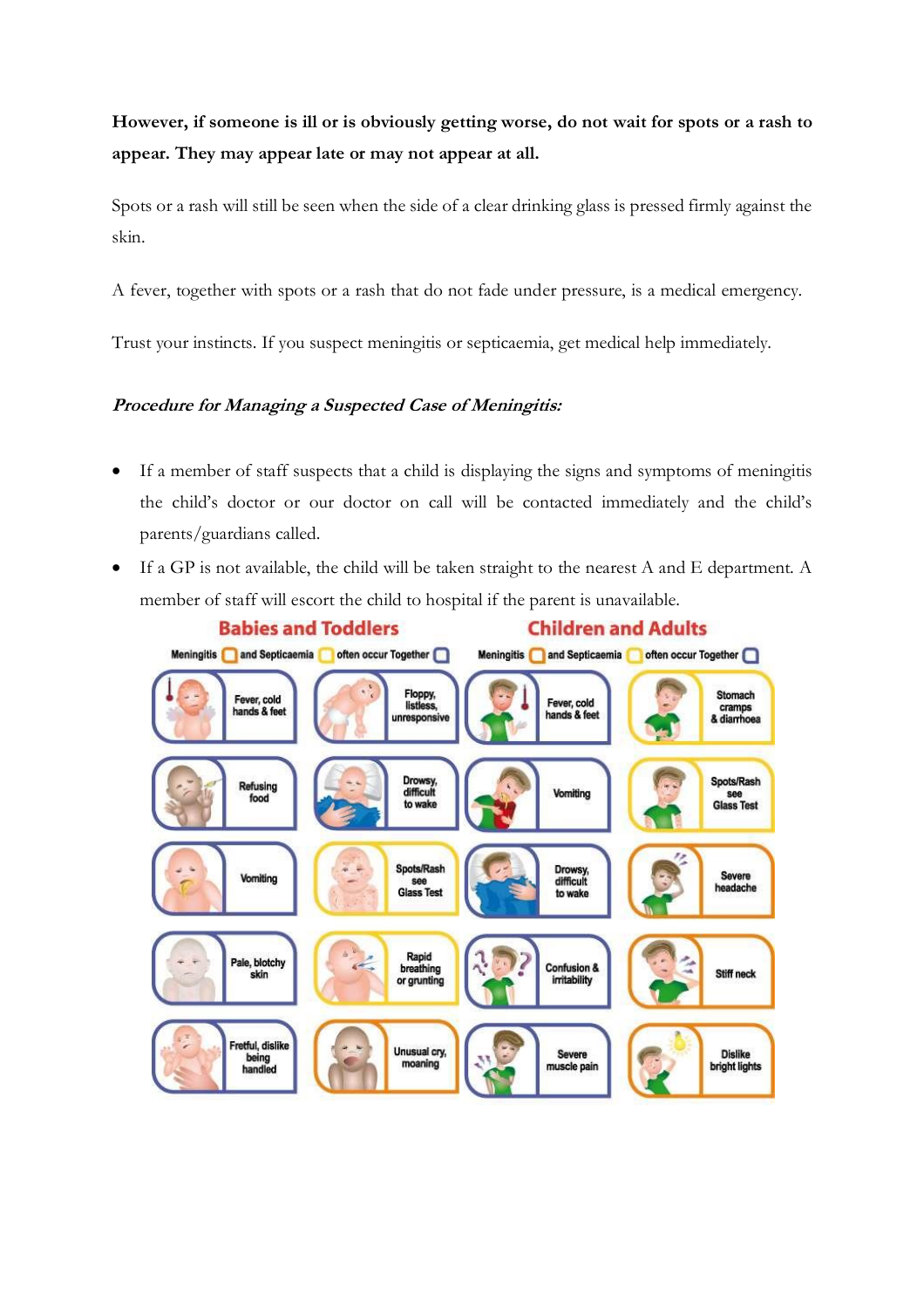**However, if someone is ill or is obviously getting worse, do not wait for spots or a rash to appear. They may appear late or may not appear at all.**

Spots or a rash will still be seen when the side of a clear drinking glass is pressed firmly against the skin.

A fever, together with spots or a rash that do not fade under pressure, is a medical emergency.

Trust your instincts. If you suspect meningitis or septicaemia, get medical help immediately.

***Procedure for Managing a Suspected Case of Meningitis:***

- If a member of staff suspects that a child is displaying the signs and symptoms of meningitis the child's doctor or our doctor on call will be contacted immediately and the child's parents/guardians called.
- If a GP is not available, the child will be taken straight to the nearest A and E department. A member of staff will escort the child to hospital if the parent is unavailable.

**Babies and Toddlers**

Meningitis ☐ and Septicaemia ☐ often occur Together ☐

- Fever, cold hands & feet
- Refusing food
- Vomiting
- Pale, blotchy skin
- Fretful, dislike being handled
- Floppy, listless, unresponsive
- Drowsy, difficult to wake
- Spots/Rash see Glass Test
- Rapid breathing or grunting
- Unusual cry, moaning

**Children and Adults**

Meningitis ☐ and Septicaemia ☐ often occur Together ☐

- Fever, cold hands & feet
- Vomiting
- Drowsy, difficult to wake
- Confusion & irritability
- Severe muscle pain
- Stomach cramps & diarrhoea
- Spots/Rash see Glass Test
- Severe headache
- Stiff neck
- Dislike bright lights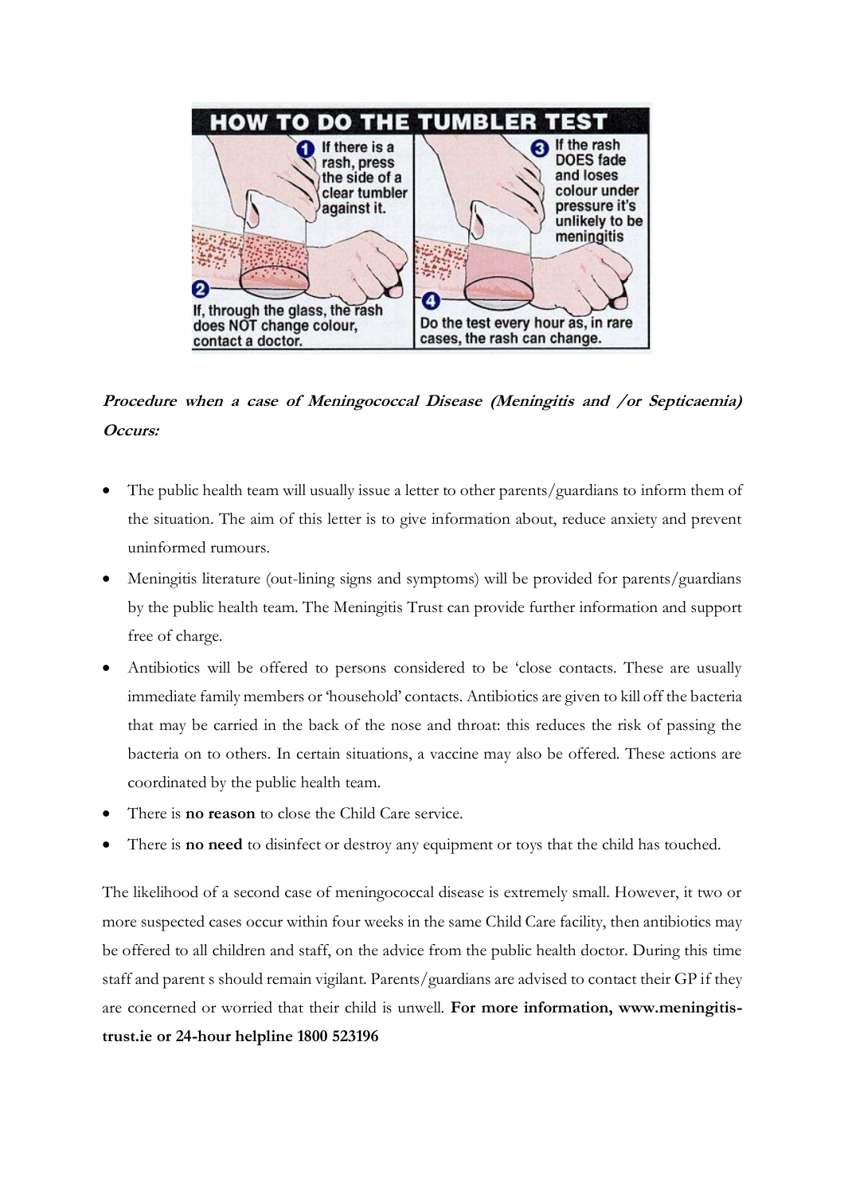HOW TO DO THE TUMBLER TEST

1. If there is a rash, press the side of a clear tumbler against it.
2. If, through the glass, the rash does NOT change colour, contact a doctor.
3. If the rash DOES fade and loses colour under pressure it's unlikely to be meningitis
4. Do the test every hour as, in rare cases, the rash can change.

***Procedure when a case of Meningococcal Disease (Meningitis and /or Septicaemia) Occurs:***

- The public health team will usually issue a letter to other parents/guardians to inform them of the situation. The aim of this letter is to give information about, reduce anxiety and prevent uninformed rumours.
- Meningitis literature (out-lining signs and symptoms) will be provided for parents/guardians by the public health team. The Meningitis Trust can provide further information and support free of charge.
- Antibiotics will be offered to persons considered to be 'close contacts. These are usually immediate family members or 'household' contacts. Antibiotics are given to kill off the bacteria that may be carried in the back of the nose and throat: this reduces the risk of passing the bacteria on to others. In certain situations, a vaccine may also be offered. These actions are coordinated by the public health team.
- There is **no reason** to close the Child Care service.
- There is **no need** to disinfect or destroy any equipment or toys that the child has touched.

The likelihood of a second case of meningococcal disease is extremely small. However, it two or more suspected cases occur within four weeks in the same Child Care facility, then antibiotics may be offered to all children and staff, on the advice from the public health doctor. During this time staff and parent s should remain vigilant. Parents/guardians are advised to contact their GP if they are concerned or worried that their child is unwell. **For more information, www.meningitis-trust.ie or 24-hour helpline 1800 523196**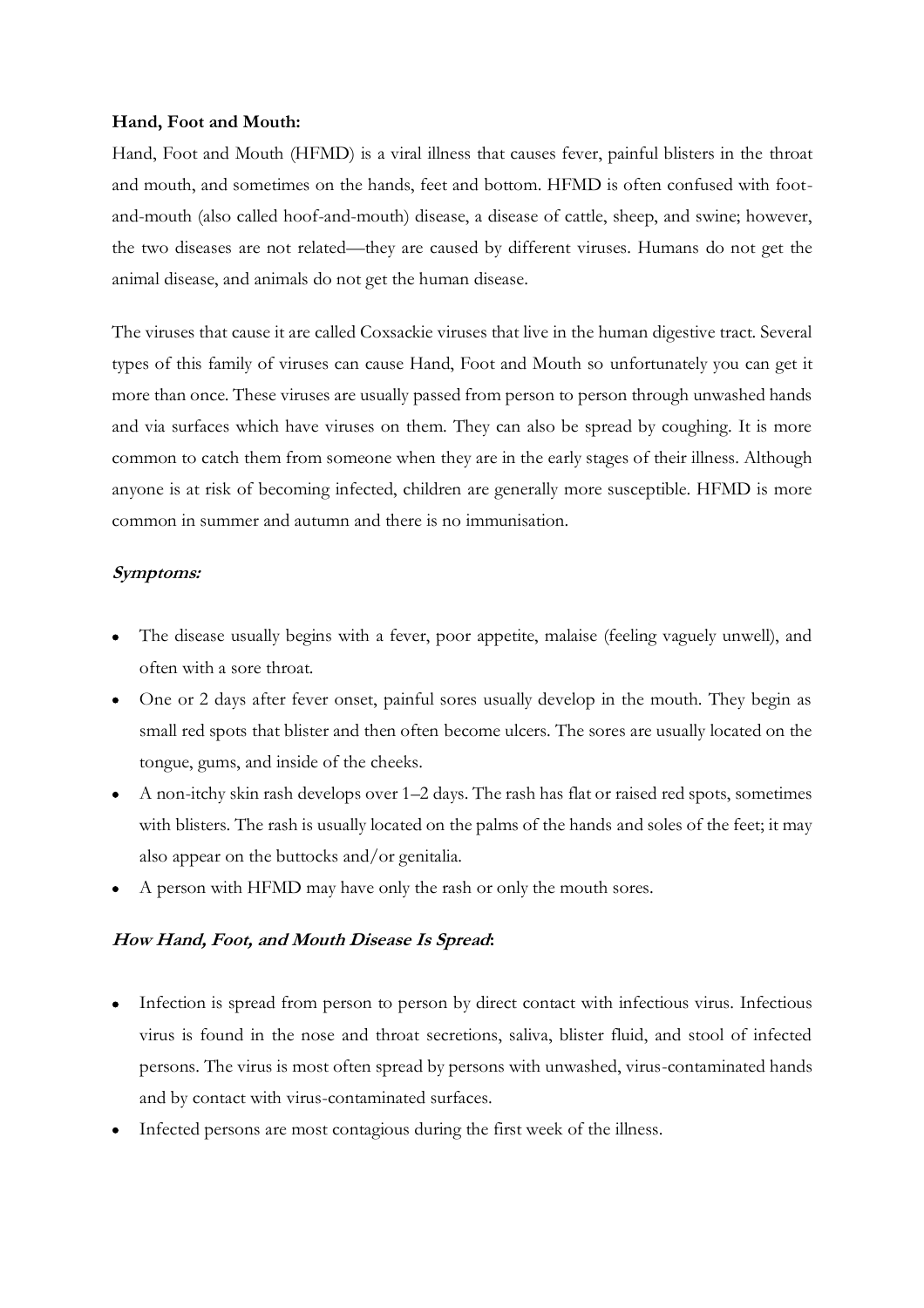**Hand, Foot and Mouth:**

Hand, Foot and Mouth (HFMD) is a viral illness that causes fever, painful blisters in the throat and mouth, and sometimes on the hands, feet and bottom. HFMD is often confused with foot-and-mouth (also called hoof-and-mouth) disease, a disease of cattle, sheep, and swine; however, the two diseases are not related—they are caused by different viruses. Humans do not get the animal disease, and animals do not get the human disease.

The viruses that cause it are called Coxsackie viruses that live in the human digestive tract. Several types of this family of viruses can cause Hand, Foot and Mouth so unfortunately you can get it more than once. These viruses are usually passed from person to person through unwashed hands and via surfaces which have viruses on them. They can also be spread by coughing. It is more common to catch them from someone when they are in the early stages of their illness. Although anyone is at risk of becoming infected, children are generally more susceptible. HFMD is more common in summer and autumn and there is no immunisation.

***Symptoms:***

- The disease usually begins with a fever, poor appetite, malaise (feeling vaguely unwell), and often with a sore throat.
- One or 2 days after fever onset, painful sores usually develop in the mouth. They begin as small red spots that blister and then often become ulcers. The sores are usually located on the tongue, gums, and inside of the cheeks.
- A non-itchy skin rash develops over 1–2 days. The rash has flat or raised red spots, sometimes with blisters. The rash is usually located on the palms of the hands and soles of the feet; it may also appear on the buttocks and/or genitalia.
- A person with HFMD may have only the rash or only the mouth sores.

***How Hand, Foot, and Mouth Disease Is Spread*:**

- Infection is spread from person to person by direct contact with infectious virus. Infectious virus is found in the nose and throat secretions, saliva, blister fluid, and stool of infected persons. The virus is most often spread by persons with unwashed, virus-contaminated hands and by contact with virus-contaminated surfaces.
- Infected persons are most contagious during the first week of the illness.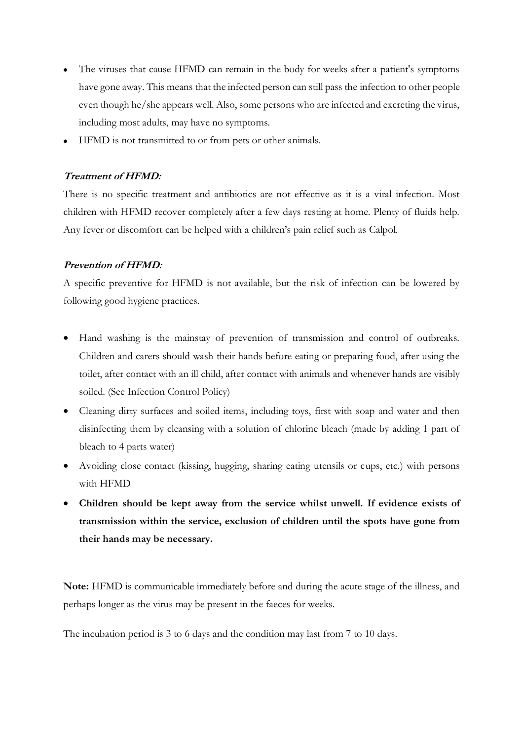- The viruses that cause HFMD can remain in the body for weeks after a patient's symptoms have gone away. This means that the infected person can still pass the infection to other people even though he/she appears well. Also, some persons who are infected and excreting the virus, including most adults, may have no symptoms.
- HFMD is not transmitted to or from pets or other animals.

***Treatment of HFMD:***

There is no specific treatment and antibiotics are not effective as it is a viral infection. Most children with HFMD recover completely after a few days resting at home. Plenty of fluids help. Any fever or discomfort can be helped with a children's pain relief such as Calpol.

***Prevention of HFMD:***

A specific preventive for HFMD is not available, but the risk of infection can be lowered by following good hygiene practices.

- Hand washing is the mainstay of prevention of transmission and control of outbreaks. Children and carers should wash their hands before eating or preparing food, after using the toilet, after contact with an ill child, after contact with animals and whenever hands are visibly soiled. (See Infection Control Policy)
- Cleaning dirty surfaces and soiled items, including toys, first with soap and water and then disinfecting them by cleansing with a solution of chlorine bleach (made by adding 1 part of bleach to 4 parts water)
- Avoiding close contact (kissing, hugging, sharing eating utensils or cups, etc.) with persons with HFMD
- **Children should be kept away from the service whilst unwell. If evidence exists of transmission within the service, exclusion of children until the spots have gone from their hands may be necessary.**

**Note:** HFMD is communicable immediately before and during the acute stage of the illness, and perhaps longer as the virus may be present in the faeces for weeks.

The incubation period is 3 to 6 days and the condition may last from 7 to 10 days.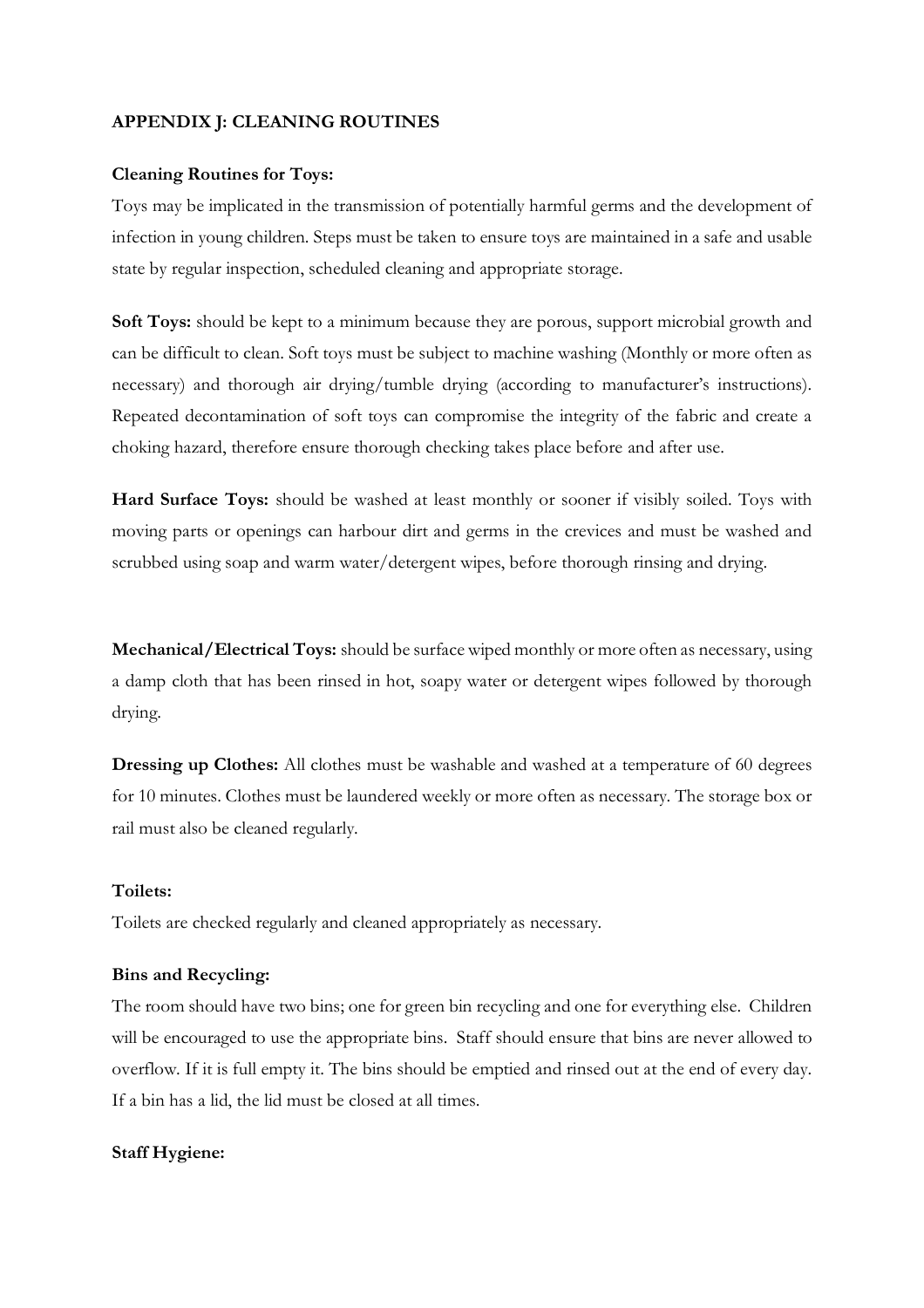## APPENDIX J: CLEANING ROUTINES

**Cleaning Routines for Toys:**

Toys may be implicated in the transmission of potentially harmful germs and the development of infection in young children. Steps must be taken to ensure toys are maintained in a safe and usable state by regular inspection, scheduled cleaning and appropriate storage.

**Soft Toys:** should be kept to a minimum because they are porous, support microbial growth and can be difficult to clean. Soft toys must be subject to machine washing (Monthly or more often as necessary) and thorough air drying/tumble drying (according to manufacturer's instructions). Repeated decontamination of soft toys can compromise the integrity of the fabric and create a choking hazard, therefore ensure thorough checking takes place before and after use.

**Hard Surface Toys:** should be washed at least monthly or sooner if visibly soiled. Toys with moving parts or openings can harbour dirt and germs in the crevices and must be washed and scrubbed using soap and warm water/detergent wipes, before thorough rinsing and drying.

**Mechanical/Electrical Toys:** should be surface wiped monthly or more often as necessary, using a damp cloth that has been rinsed in hot, soapy water or detergent wipes followed by thorough drying.

**Dressing up Clothes:** All clothes must be washable and washed at a temperature of 60 degrees for 10 minutes. Clothes must be laundered weekly or more often as necessary. The storage box or rail must also be cleaned regularly.

**Toilets:**

Toilets are checked regularly and cleaned appropriately as necessary.

**Bins and Recycling:**

The room should have two bins; one for green bin recycling and one for everything else. Children will be encouraged to use the appropriate bins. Staff should ensure that bins are never allowed to overflow. If it is full empty it. The bins should be emptied and rinsed out at the end of every day. If a bin has a lid, the lid must be closed at all times.

**Staff Hygiene:**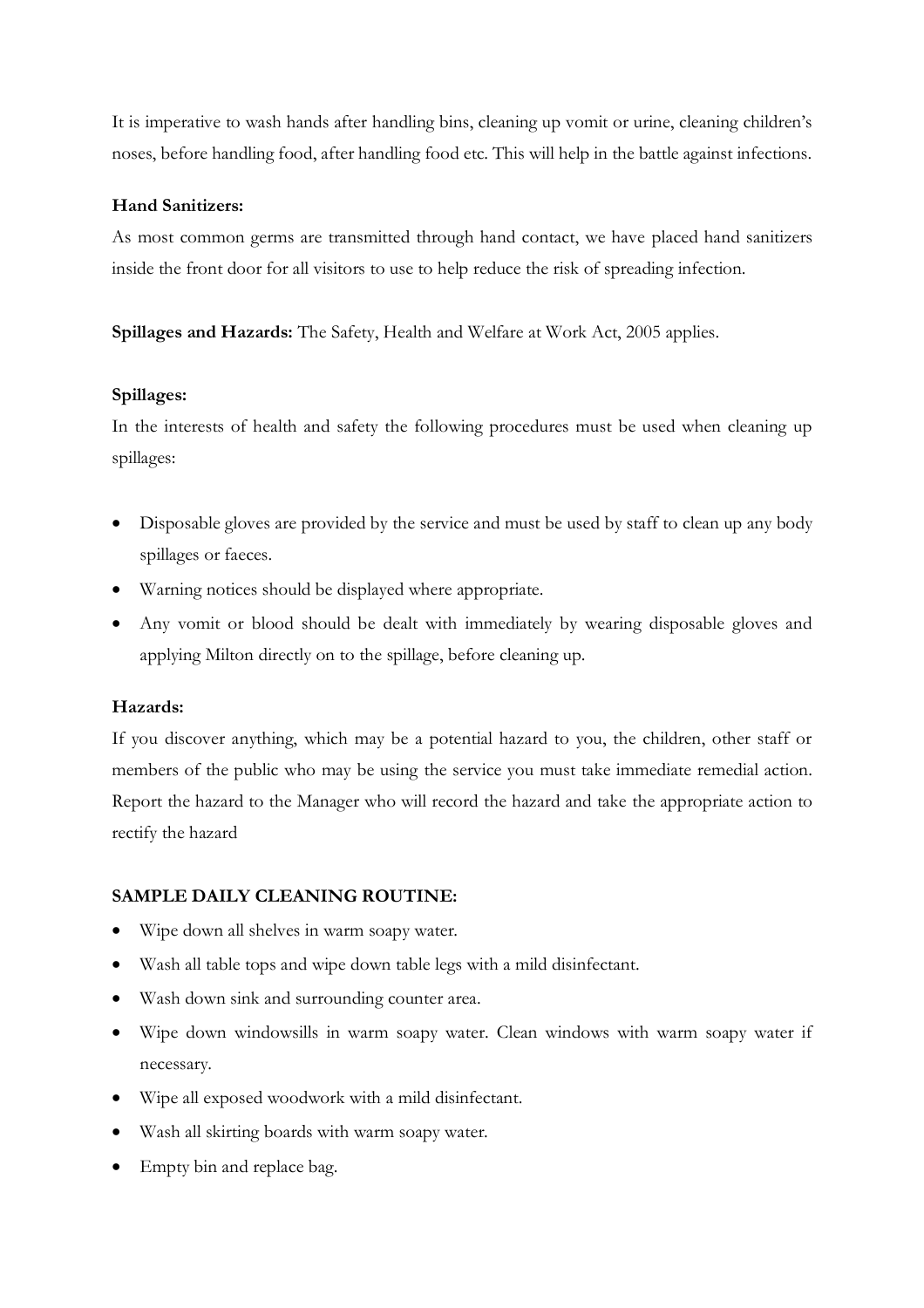It is imperative to wash hands after handling bins, cleaning up vomit or urine, cleaning children's noses, before handling food, after handling food etc. This will help in the battle against infections.

**Hand Sanitizers:**

As most common germs are transmitted through hand contact, we have placed hand sanitizers inside the front door for all visitors to use to help reduce the risk of spreading infection.

**Spillages and Hazards:** The Safety, Health and Welfare at Work Act, 2005 applies.

**Spillages:**

In the interests of health and safety the following procedures must be used when cleaning up spillages:

- Disposable gloves are provided by the service and must be used by staff to clean up any body spillages or faeces.
- Warning notices should be displayed where appropriate.
- Any vomit or blood should be dealt with immediately by wearing disposable gloves and applying Milton directly on to the spillage, before cleaning up.

**Hazards:**

If you discover anything, which may be a potential hazard to you, the children, other staff or members of the public who may be using the service you must take immediate remedial action. Report the hazard to the Manager who will record the hazard and take the appropriate action to rectify the hazard

**SAMPLE DAILY CLEANING ROUTINE:**

- Wipe down all shelves in warm soapy water.
- Wash all table tops and wipe down table legs with a mild disinfectant.
- Wash down sink and surrounding counter area.
- Wipe down windowsills in warm soapy water. Clean windows with warm soapy water if necessary.
- Wipe all exposed woodwork with a mild disinfectant.
- Wash all skirting boards with warm soapy water.
- Empty bin and replace bag.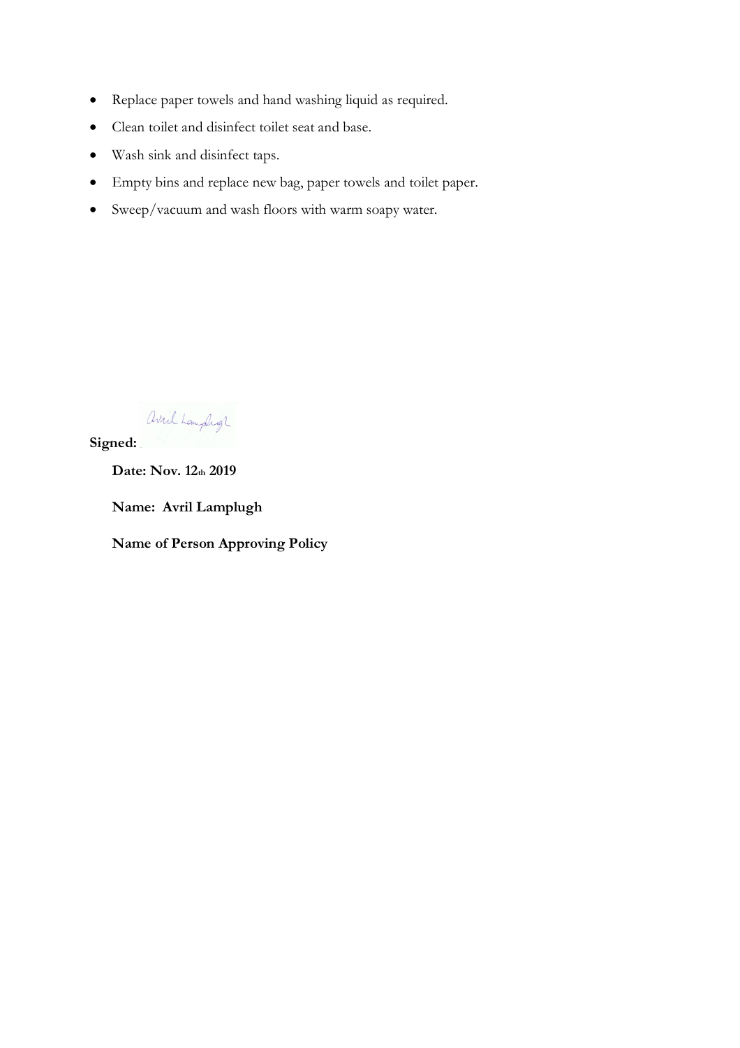- Replace paper towels and hand washing liquid as required.
- Clean toilet and disinfect toilet seat and base.
- Wash sink and disinfect taps.
- Empty bins and replace new bag, paper towels and toilet paper.
- Sweep/vacuum and wash floors with warm soapy water.

**Signed:**

**Date: Nov. 12th 2019**

**Name: Avril Lamplugh**

**Name of Person Approving Policy**